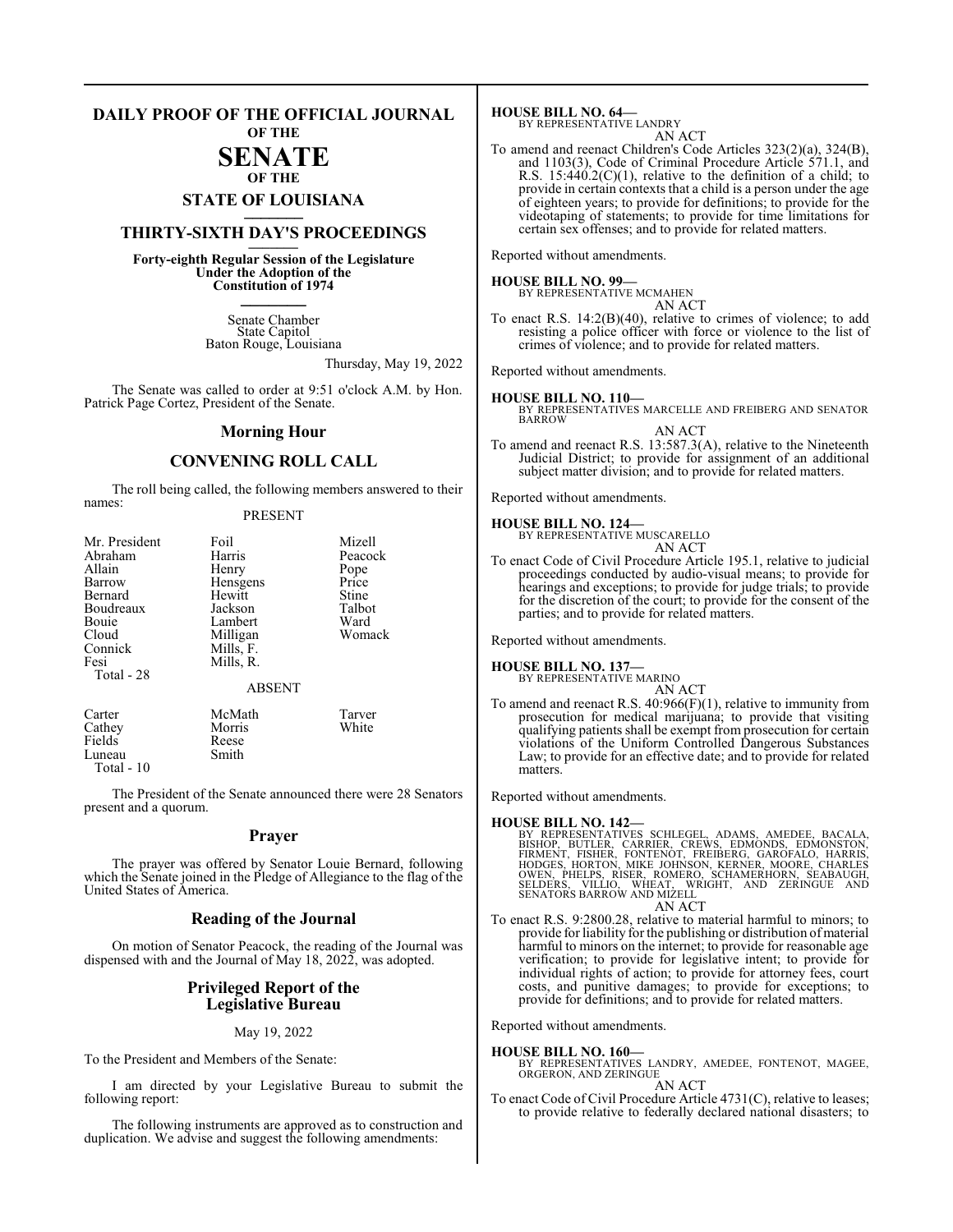# DAILY PROOF OF THE OFFICIAL JOURNAL OF THE SENATE OF THE STATE OF LOUISIANA

## THIRTY-SIXTH DAY'S PROCEEDINGS

**Forty-eighth Regular Session of the Legislature Under the Adoption of the Constitution of 1974**

Senate Chamber
State Capitol
Baton Rouge, Louisiana

Thursday, May 19, 2022

The Senate was called to order at 9:51 o'clock A.M. by Hon. Patrick Page Cortez, President of the Senate.

## Morning Hour

## CONVENING ROLL CALL

The roll being called, the following members answered to their names:

PRESENT

| | | |
|---|---|---|
| Mr. President | Foil | Mizell |
| Abraham | Harris | Peacock |
| Allain | Henry | Pope |
| Barrow | Hensgens | Price |
| Bernard | Hewitt | Stine |
| Boudreaux | Jackson | Talbot |
| Bouie | Lambert | Ward |
| Cloud | Milligan | Womack |
| Connick | Mills, F. | |
| Fesi | Mills, R. | |
| Total - 28 | | |

ABSENT

| | | |
|---|---|---|
| Carter | McMath | Tarver |
| Cathey | Morris | White |
| Fields | Reese | |
| Luneau | Smith | |
| Total - 10 | | |

The President of the Senate announced there were 28 Senators present and a quorum.

## Prayer

The prayer was offered by Senator Louie Bernard, following which the Senate joined in the Pledge of Allegiance to the flag of the United States of America.

## Reading of the Journal

On motion of Senator Peacock, the reading of the Journal was dispensed with and the Journal of May 18, 2022, was adopted.

## Privileged Report of the Legislative Bureau

May 19, 2022

To the President and Members of the Senate:

I am directed by your Legislative Bureau to submit the following report:

The following instruments are approved as to construction and duplication. We advise and suggest the following amendments:

**HOUSE BILL NO. 64—**
BY REPRESENTATIVE LANDRY
AN ACT

To amend and reenact Children's Code Articles 323(2)(a), 324(B), and 1103(3), Code of Criminal Procedure Article 571.1, and R.S. 15:440.2(C)(1), relative to the definition of a child; to provide in certain contexts that a child is a person under the age of eighteen years; to provide for definitions; to provide for the videotaping of statements; to provide for time limitations for certain sex offenses; and to provide for related matters.

Reported without amendments.

**HOUSE BILL NO. 99—**
BY REPRESENTATIVE MCMAHEN
AN ACT

To enact R.S. 14:2(B)(40), relative to crimes of violence; to add resisting a police officer with force or violence to the list of crimes of violence; and to provide for related matters.

Reported without amendments.

**HOUSE BILL NO. 110—**
BY REPRESENTATIVES MARCELLE AND FREIBERG AND SENATOR BARROW
AN ACT

To amend and reenact R.S. 13:587.3(A), relative to the Nineteenth Judicial District; to provide for assignment of an additional subject matter division; and to provide for related matters.

Reported without amendments.

**HOUSE BILL NO. 124—**
BY REPRESENTATIVE MUSCARELLO
AN ACT

To enact Code of Civil Procedure Article 195.1, relative to judicial proceedings conducted by audio-visual means; to provide for hearings and exceptions; to provide for judge trials; to provide for the discretion of the court; to provide for the consent of the parties; and to provide for related matters.

Reported without amendments.

**HOUSE BILL NO. 137—**
BY REPRESENTATIVE MARINO
AN ACT

To amend and reenact R.S. 40:966(F)(1), relative to immunity from prosecution for medical marijuana; to provide that visiting qualifying patients shall be exempt from prosecution for certain violations of the Uniform Controlled Dangerous Substances Law; to provide for an effective date; and to provide for related matters.

Reported without amendments.

**HOUSE BILL NO. 142—**
BY REPRESENTATIVES SCHLEGEL, ADAMS, AMEDEE, BACALA, BISHOP, BUTLER, CARRIER, CREWS, EDMONDS, EDMONSTON, FIRMENT, FISHER, FONTENOT, FREIBERG, GAROFALO, HARRIS, HODGES, HORTON, MIKE JOHNSON, KERNER, MOORE, CHARLES OWEN, PHELPS, RISER, ROMERO, SCHAMERHORN, SEABAUGH, SELDERS, VILLIO, WHEAT, WRIGHT, AND ZERINGUE AND SENATORS BARROW AND MIZELL
AN ACT

To enact R.S. 9:2800.28, relative to material harmful to minors; to provide for liability for the publishing or distribution of material harmful to minors on the internet; to provide for reasonable age verification; to provide for legislative intent; to provide for individual rights of action; to provide for attorney fees, court costs, and punitive damages; to provide for exceptions; to provide for definitions; and to provide for related matters.

Reported without amendments.

**HOUSE BILL NO. 160—**
BY REPRESENTATIVES LANDRY, AMEDEE, FONTENOT, MAGEE, ORGERON, AND ZERINGUE
AN ACT

To enact Code of Civil Procedure Article 4731(C), relative to leases; to provide relative to federally declared national disasters; to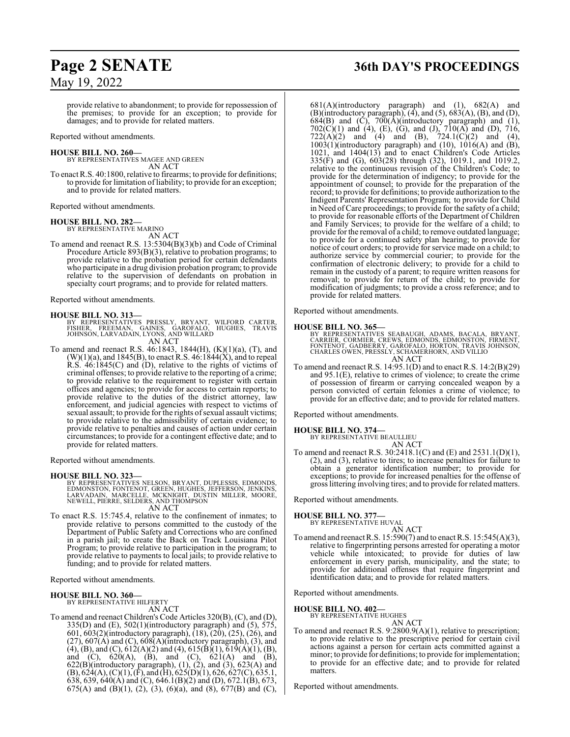provide relative to abandonment; to provide for repossession of the premises; to provide for an exception; to provide for damages; and to provide for related matters.

Reported without amendments.

**HOUSE BILL NO. 260—**
BY REPRESENTATIVES MAGEE AND GREEN
AN ACT

To enact R.S. 40:1800, relative to firearms; to provide for definitions; to provide for limitation of liability; to provide for an exception; and to provide for related matters.

Reported without amendments.

**HOUSE BILL NO. 282—**
BY REPRESENTATIVE MARINO
AN ACT

To amend and reenact R.S. 13:5304(B)(3)(b) and Code of Criminal Procedure Article 893(B)(3), relative to probation programs; to provide relative to the probation period for certain defendants who participate in a drug division probation program; to provide relative to the supervision of defendants on probation in specialty court programs; and to provide for related matters.

Reported without amendments.

**HOUSE BILL NO. 313—**
BY REPRESENTATIVES PRESSLY, BRYANT, WILFORD CARTER, FISHER, FREEMAN, GAINES, GAROFALO, HUGHES, TRAVIS JOHNSON, LARVADAIN, LYONS, AND WILLARD
AN ACT

To amend and reenact R.S. 46:1843, 1844(H), (K)(1)(a), (T), and (W)(1)(a), and 1845(B), to enact R.S. 46:1844(X), and to repeal R.S. 46:1845(C) and (D), relative to the rights of victims of criminal offenses; to provide relative to the reporting of a crime; to provide relative to the requirement to register with certain offices and agencies; to provide for access to certain reports; to provide relative to the duties of the district attorney, law enforcement, and judicial agencies with respect to victims of sexual assault; to provide for the rights of sexual assault victims; to provide relative to the admissibility of certain evidence; to provide relative to penalties and causes of action under certain circumstances; to provide for a contingent effective date; and to provide for related matters.

Reported without amendments.

**HOUSE BILL NO. 323—**
BY REPRESENTATIVES NELSON, BRYANT, DUPLESSIS, EDMONDS, EDMONSTON, FONTENOT, GREEN, HUGHES, JEFFERSON, JENKINS, LARVADAIN, MARCELLE, MCKNIGHT, DUSTIN MILLER, MOORE, NEWELL, PIERRE, SELDERS, AND THOMPSON
AN ACT

To enact R.S. 15:745.4, relative to the confinement of inmates; to provide relative to persons committed to the custody of the Department of Public Safety and Corrections who are confined in a parish jail; to create the Back on Track Louisiana Pilot Program; to provide relative to participation in the program; to provide relative to payments to local jails; to provide relative to funding; and to provide for related matters.

Reported without amendments.

**HOUSE BILL NO. 360—**
BY REPRESENTATIVE HILFERTY
AN ACT

To amend and reenact Children's Code Articles 320(B), (C), and (D), 335(D) and (E), 502(1)(introductory paragraph) and (5), 575, 601, 603(2)(introductory paragraph), (18), (20), (25), (26), and (27), 607(A) and (C), 608(A)(introductory paragraph), (3), and (4), (B), and (C), 612(A)(2) and (4), 615(B)(1), 619(A)(1), (B), and (C), 620(A), (B), and (C), 621(A) and (B), 622(B)(introductory paragraph), (1), (2), and (3), 623(A) and (B), 624(A), (C)(1), (F), and (H), 625(D)(1), 626, 627(C), 635.1, 638, 639, 640(A) and (C), 646.1(B)(2) and (D), 672.1(B), 673, 675(A) and (B)(1), (2), (3), (6)(a), and (8), 677(B) and (C), 681(A)(introductory paragraph) and (1), 682(A) and (B)(introductory paragraph), (4), and (5), 683(A), (B), and (D), 684(B) and (C), 700(A)(introductory paragraph) and (1), 702(C)(1) and (4), (E), (G), and (J), 710(A) and (D), 716, 722(A)(2) and (4) and (B), 724.1(C)(2) and (4), 1003(1)(introductory paragraph) and (10), 1016(A) and (B), 1021, and 1404(13) and to enact Children's Code Articles 335(F) and (G), 603(28) through (32), 1019.1, and 1019.2, relative to the continuous revision of the Children's Code; to provide for the determination of indigency; to provide for the appointment of counsel; to provide for the preparation of the record; to provide for definitions; to provide authorization to the Indigent Parents' Representation Program; to provide for Child in Need of Care proceedings; to provide for the safety of a child; to provide for reasonable efforts of the Department of Children and Family Services; to provide for the welfare of a child; to provide for the removal of a child; to remove outdated language; to provide for a continued safety plan hearing; to provide for notice of court orders; to provide for service made on a child; to authorize service by commercial courier; to provide for the confirmation of electronic delivery; to provide for a child to remain in the custody of a parent; to require written reasons for removal; to provide for return of the child; to provide for modification of judgments; to provide a cross reference; and to provide for related matters.

Reported without amendments.

**HOUSE BILL NO. 365—**
BY REPRESENTATIVES SEABAUGH, ADAMS, BACALA, BRYANT, CARRIER, CORMIER, CREWS, EDMONDS, EDMONSTON, FIRMENT, FONTENOT, GADBERRY, GAROFALO, HORTON, TRAVIS JOHNSON, CHARLES OWEN, PRESSLY, SCHAMERHORN, AND VILLIO
AN ACT

To amend and reenact R.S. 14:95.1(D) and to enact R.S. 14:2(B)(29) and 95.1(E), relative to crimes of violence; to create the crime of possession of firearm or carrying concealed weapon by a person convicted of certain felonies a crime of violence; to provide for an effective date; and to provide for related matters.

Reported without amendments.

**HOUSE BILL NO. 374—**
BY REPRESENTATIVE BEAULLIEU
AN ACT

To amend and reenact R.S. 30:2418.1(C) and (E) and 2531.1(D)(1), (2), and (3), relative to tires; to increase penalties for failure to obtain a generator identification number; to provide for exceptions; to provide for increased penalties for the offense of gross littering involving tires; and to provide for related matters.

Reported without amendments.

**HOUSE BILL NO. 377—**
BY REPRESENTATIVE HUVAL
AN ACT

To amend and reenact R.S. 15:590(7) and to enact R.S. 15:545(A)(3), relative to fingerprinting persons arrested for operating a motor vehicle while intoxicated; to provide for duties of law enforcement in every parish, municipality, and the state; to provide for additional offenses that require fingerprint and identification data; and to provide for related matters.

Reported without amendments.

**HOUSE BILL NO. 402—**
BY REPRESENTATIVE HUGHES
AN ACT

To amend and reenact R.S. 9:2800.9(A)(1), relative to prescription; to provide relative to the prescriptive period for certain civil actions against a person for certain acts committed against a minor; to provide for definitions; to provide for implementation; to provide for an effective date; and to provide for related matters.

Reported without amendments.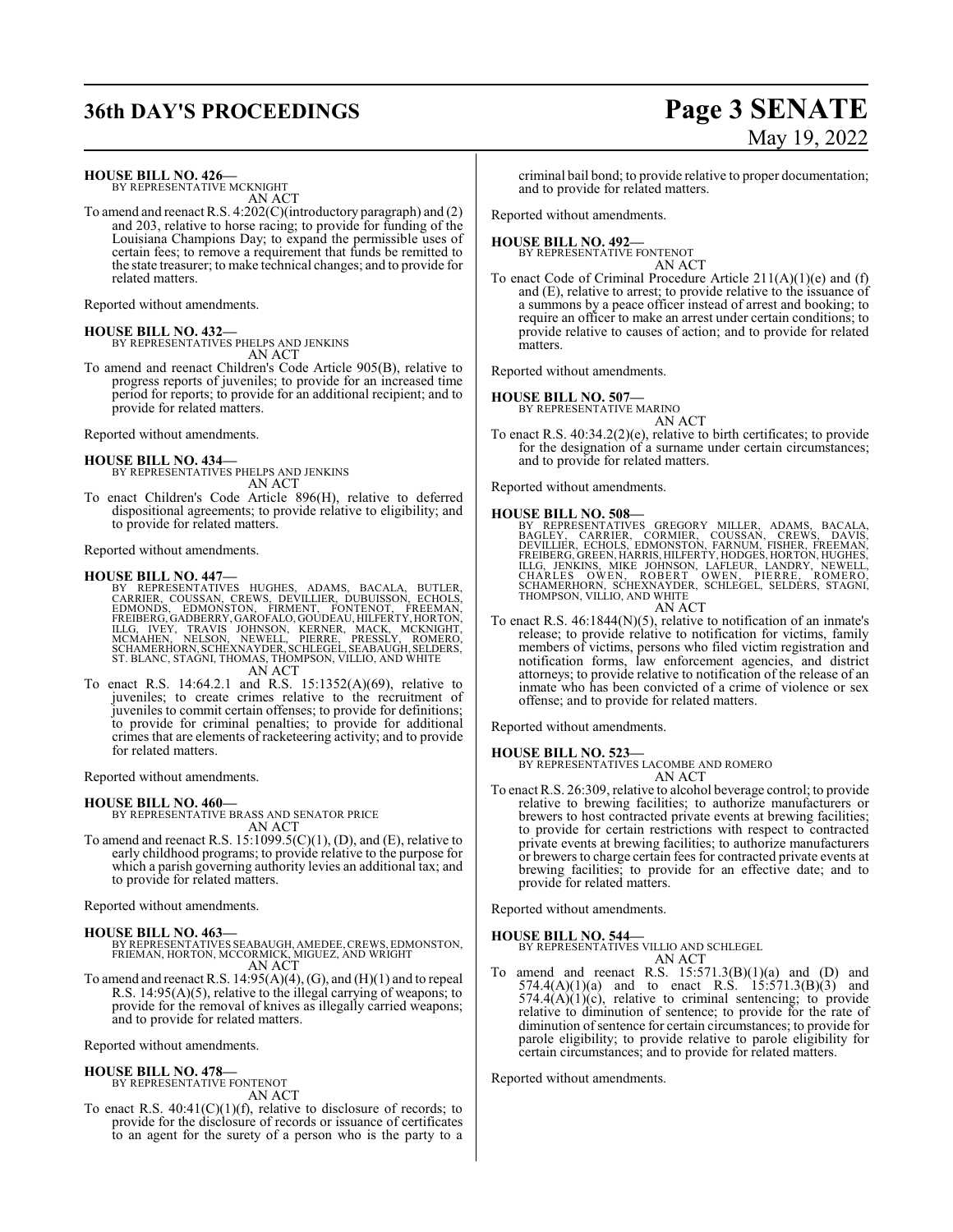**HOUSE BILL NO. 426—**
BY REPRESENTATIVE MCKNIGHT
AN ACT

To amend and reenact R.S. 4:202(C)(introductory paragraph) and (2) and 203, relative to horse racing; to provide for funding of the Louisiana Champions Day; to expand the permissible uses of certain fees; to remove a requirement that funds be remitted to the state treasurer; to make technical changes; and to provide for related matters.

Reported without amendments.

**HOUSE BILL NO. 432—**
BY REPRESENTATIVES PHELPS AND JENKINS
AN ACT

To amend and reenact Children's Code Article 905(B), relative to progress reports of juveniles; to provide for an increased time period for reports; to provide for an additional recipient; and to provide for related matters.

Reported without amendments.

**HOUSE BILL NO. 434—**
BY REPRESENTATIVES PHELPS AND JENKINS
AN ACT

To enact Children's Code Article 896(H), relative to deferred dispositional agreements; to provide relative to eligibility; and to provide for related matters.

Reported without amendments.

**HOUSE BILL NO. 447—**
BY REPRESENTATIVES HUGHES, ADAMS, BACALA, BUTLER, CARRIER, COUSSAN, CREWS, DEVILLIER, DUBUISSON, ECHOLS, EDMONDS, EDMONSTON, FIRMENT, FONTENOT, FREEMAN, FREIBERG, GADBERRY, GAROFALO, GOUDEAU, HILFERTY, HORTON, ILLG, IVEY, TRAVIS JOHNSON, KERNER, MACK, MCKNIGHT, MCMAHEN, NELSON, NEWELL, PIERRE, PRESSLY, ROMERO, SCHAMERHORN, SCHEXNAYDER, SCHLEGEL, SEABAUGH, SELDERS, ST. BLANC, STAGNI, THOMAS, THOMPSON, VILLIO, AND WHITE
AN ACT

To enact R.S. 14:64.2.1 and R.S. 15:1352(A)(69), relative to juveniles; to create crimes relative to the recruitment of juveniles to commit certain offenses; to provide for definitions; to provide for criminal penalties; to provide for additional crimes that are elements of racketeering activity; and to provide for related matters.

Reported without amendments.

**HOUSE BILL NO. 460—**
BY REPRESENTATIVE BRASS AND SENATOR PRICE
AN ACT

To amend and reenact R.S. 15:1099.5(C)(1), (D), and (E), relative to early childhood programs; to provide relative to the purpose for which a parish governing authority levies an additional tax; and to provide for related matters.

Reported without amendments.

**HOUSE BILL NO. 463—**
BY REPRESENTATIVES SEABAUGH, AMEDEE, CREWS, EDMONSTON, FRIEMAN, HORTON, MCCORMICK, MIGUEZ, AND WRIGHT
AN ACT

To amend and reenact R.S. 14:95(A)(4), (G), and (H)(1) and to repeal R.S. 14:95(A)(5), relative to the illegal carrying of weapons; to provide for the removal of knives as illegally carried weapons; and to provide for related matters.

Reported without amendments.

**HOUSE BILL NO. 478—**
BY REPRESENTATIVE FONTENOT
AN ACT

To enact R.S. 40:41(C)(1)(f), relative to disclosure of records; to provide for the disclosure of records or issuance of certificates to an agent for the surety of a person who is the party to a criminal bail bond; to provide relative to proper documentation; and to provide for related matters.

Reported without amendments.

**HOUSE BILL NO. 492—**
BY REPRESENTATIVE FONTENOT
AN ACT

To enact Code of Criminal Procedure Article 211(A)(1)(e) and (f) and (E), relative to arrest; to provide relative to the issuance of a summons by a peace officer instead of arrest and booking; to require an officer to make an arrest under certain conditions; to provide relative to causes of action; and to provide for related matters.

Reported without amendments.

**HOUSE BILL NO. 507—**
BY REPRESENTATIVE MARINO
AN ACT

To enact R.S. 40:34.2(2)(e), relative to birth certificates; to provide for the designation of a surname under certain circumstances; and to provide for related matters.

Reported without amendments.

**HOUSE BILL NO. 508—**
BY REPRESENTATIVES GREGORY MILLER, ADAMS, BACALA, BAGLEY, CARRIER, CORMIER, COUSSAN, CREWS, DAVIS, DEVILLIER, ECHOLS, EDMONSTON, FARNUM, FISHER, FREEMAN, FREIBERG, GREEN, HARRIS, HILFERTY, HODGES, HORTON, HUGHES, ILLG, JENKINS, MIKE JOHNSON, LAFLEUR, LANDRY, NEWELL, CHARLES OWEN, ROBERT OWEN, PIERRE, ROMERO, SCHAMERHORN, SCHEXNAYDER, SCHLEGEL, SELDERS, STAGNI, THOMPSON, VILLIO, AND WHITE
AN ACT

To enact R.S. 46:1844(N)(5), relative to notification of an inmate's release; to provide relative to notification for victims, family members of victims, persons who filed victim registration and notification forms, law enforcement agencies, and district attorneys; to provide relative to notification of the release of an inmate who has been convicted of a crime of violence or sex offense; and to provide for related matters.

Reported without amendments.

**HOUSE BILL NO. 523—**
BY REPRESENTATIVES LACOMBE AND ROMERO
AN ACT

To enact R.S. 26:309, relative to alcohol beverage control; to provide relative to brewing facilities; to authorize manufacturers or brewers to host contracted private events at brewing facilities; to provide for certain restrictions with respect to contracted private events at brewing facilities; to authorize manufacturers or brewers to charge certain fees for contracted private events at brewing facilities; to provide for an effective date; and to provide for related matters.

Reported without amendments.

**HOUSE BILL NO. 544—**
BY REPRESENTATIVES VILLIO AND SCHLEGEL
AN ACT

To amend and reenact R.S. 15:571.3(B)(1)(a) and (D) and 574.4(A)(1)(a) and to enact R.S. 15:571.3(B)(3) and 574.4(A)(1)(c), relative to criminal sentencing; to provide relative to diminution of sentence; to provide for the rate of diminution of sentence for certain circumstances; to provide for parole eligibility; to provide relative to parole eligibility for certain circumstances; and to provide for related matters.

Reported without amendments.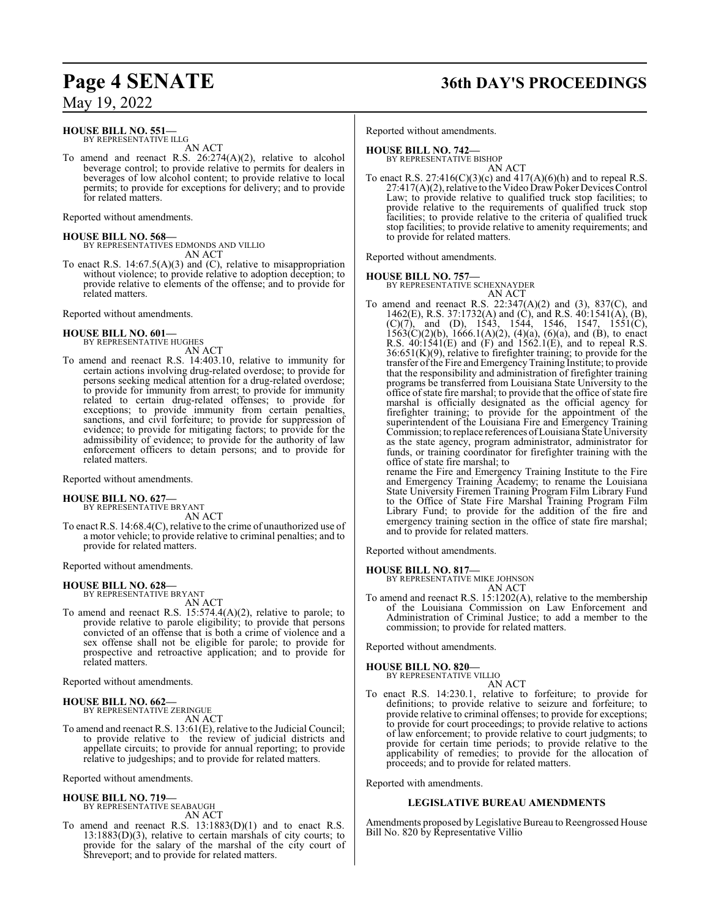**HOUSE BILL NO. 551—**
BY REPRESENTATIVE ILLG

AN ACT

To amend and reenact R.S. 26:274(A)(2), relative to alcohol beverage control; to provide relative to permits for dealers in beverages of low alcohol content; to provide relative to local permits; to provide for exceptions for delivery; and to provide for related matters.

Reported without amendments.

**HOUSE BILL NO. 568—**
BY REPRESENTATIVES EDMONDS AND VILLIO

AN ACT

To enact R.S. 14:67.5(A)(3) and (C), relative to misappropriation without violence; to provide relative to adoption deception; to provide relative to elements of the offense; and to provide for related matters.

Reported without amendments.

**HOUSE BILL NO. 601—**
BY REPRESENTATIVE HUGHES

AN ACT

To amend and reenact R.S. 14:403.10, relative to immunity for certain actions involving drug-related overdose; to provide for persons seeking medical attention for a drug-related overdose; to provide for immunity from arrest; to provide for immunity related to certain drug-related offenses; to provide for exceptions; to provide immunity from certain penalties, sanctions, and civil forfeiture; to provide for suppression of evidence; to provide for mitigating factors; to provide for the admissibility of evidence; to provide for the authority of law enforcement officers to detain persons; and to provide for related matters.

Reported without amendments.

**HOUSE BILL NO. 627—**
BY REPRESENTATIVE BRYANT

AN ACT

To enact R.S. 14:68.4(C), relative to the crime of unauthorized use of a motor vehicle; to provide relative to criminal penalties; and to provide for related matters.

Reported without amendments.

**HOUSE BILL NO. 628—**
BY REPRESENTATIVE BRYANT

AN ACT

To amend and reenact R.S. 15:574.4(A)(2), relative to parole; to provide relative to parole eligibility; to provide that persons convicted of an offense that is both a crime of violence and a sex offense shall not be eligible for parole; to provide for prospective and retroactive application; and to provide for related matters.

Reported without amendments.

**HOUSE BILL NO. 662—**
BY REPRESENTATIVE ZERINGUE

AN ACT

To amend and reenact R.S. 13:61(E), relative to the Judicial Council; to provide relative to the review of judicial districts and appellate circuits; to provide for annual reporting; to provide relative to judgeships; and to provide for related matters.

Reported without amendments.

**HOUSE BILL NO. 719—**
BY REPRESENTATIVE SEABAUGH

AN ACT

To amend and reenact R.S. 13:1883(D)(1) and to enact R.S. 13:1883(D)(3), relative to certain marshals of city courts; to provide for the salary of the marshal of the city court of Shreveport; and to provide for related matters.

Reported without amendments.

**HOUSE BILL NO. 742—**
BY REPRESENTATIVE BISHOP

AN ACT

To enact R.S. 27:416(C)(3)(c) and 417(A)(6)(h) and to repeal R.S. 27:417(A)(2), relative to the Video Draw Poker Devices Control Law; to provide relative to qualified truck stop facilities; to provide relative to the requirements of qualified truck stop facilities; to provide relative to the criteria of qualified truck stop facilities; to provide relative to amenity requirements; and to provide for related matters.

Reported without amendments.

**HOUSE BILL NO. 757—**
BY REPRESENTATIVE SCHEXNAYDER

AN ACT

To amend and reenact R.S. 22:347(A)(2) and (3), 837(C), and 1462(E), R.S. 37:1732(A) and (C), and R.S. 40:1541(A), (B), (C)(7), and (D), 1543, 1544, 1546, 1547, 1551(C), 1563(C)(2)(b), 1666.1(A)(2), (4)(a), (6)(a), and (B), to enact R.S. 40:1541(E) and (F) and 1562.1(E), and to repeal R.S. 36:651(K)(9), relative to firefighter training; to provide for the transfer of the Fire and Emergency Training Institute; to provide that the responsibility and administration of firefighter training programs be transferred from Louisiana State University to the office of state fire marshal; to provide that the office of state fire marshal is officially designated as the official agency for firefighter training; to provide for the appointment of the superintendent of the Louisiana Fire and Emergency Training Commission; to replace references of Louisiana State University as the state agency, program administrator, administrator for funds, or training coordinator for firefighter training with the office of state fire marshal; to rename the Fire and Emergency Training Institute to the Fire and Emergency Training Academy; to rename the Louisiana State University Firemen Training Program Film Library Fund to the Office of State Fire Marshal Training Program Film Library Fund; to provide for the addition of the fire and emergency training section in the office of state fire marshal; and to provide for related matters.

Reported without amendments.

**HOUSE BILL NO. 817—**
BY REPRESENTATIVE MIKE JOHNSON

AN ACT

To amend and reenact R.S. 15:1202(A), relative to the membership of the Louisiana Commission on Law Enforcement and Administration of Criminal Justice; to add a member to the commission; to provide for related matters.

Reported without amendments.

**HOUSE BILL NO. 820—**
BY REPRESENTATIVE VILLIO

AN ACT

To enact R.S. 14:230.1, relative to forfeiture; to provide for definitions; to provide relative to seizure and forfeiture; to provide relative to criminal offenses; to provide for exceptions; to provide for court proceedings; to provide relative to actions of law enforcement; to provide relative to court judgments; to provide for certain time periods; to provide relative to the applicability of remedies; to provide for the allocation of proceeds; and to provide for related matters.

Reported with amendments.

### LEGISLATIVE BUREAU AMENDMENTS

Amendments proposed by Legislative Bureau to Reengrossed House Bill No. 820 by Representative Villio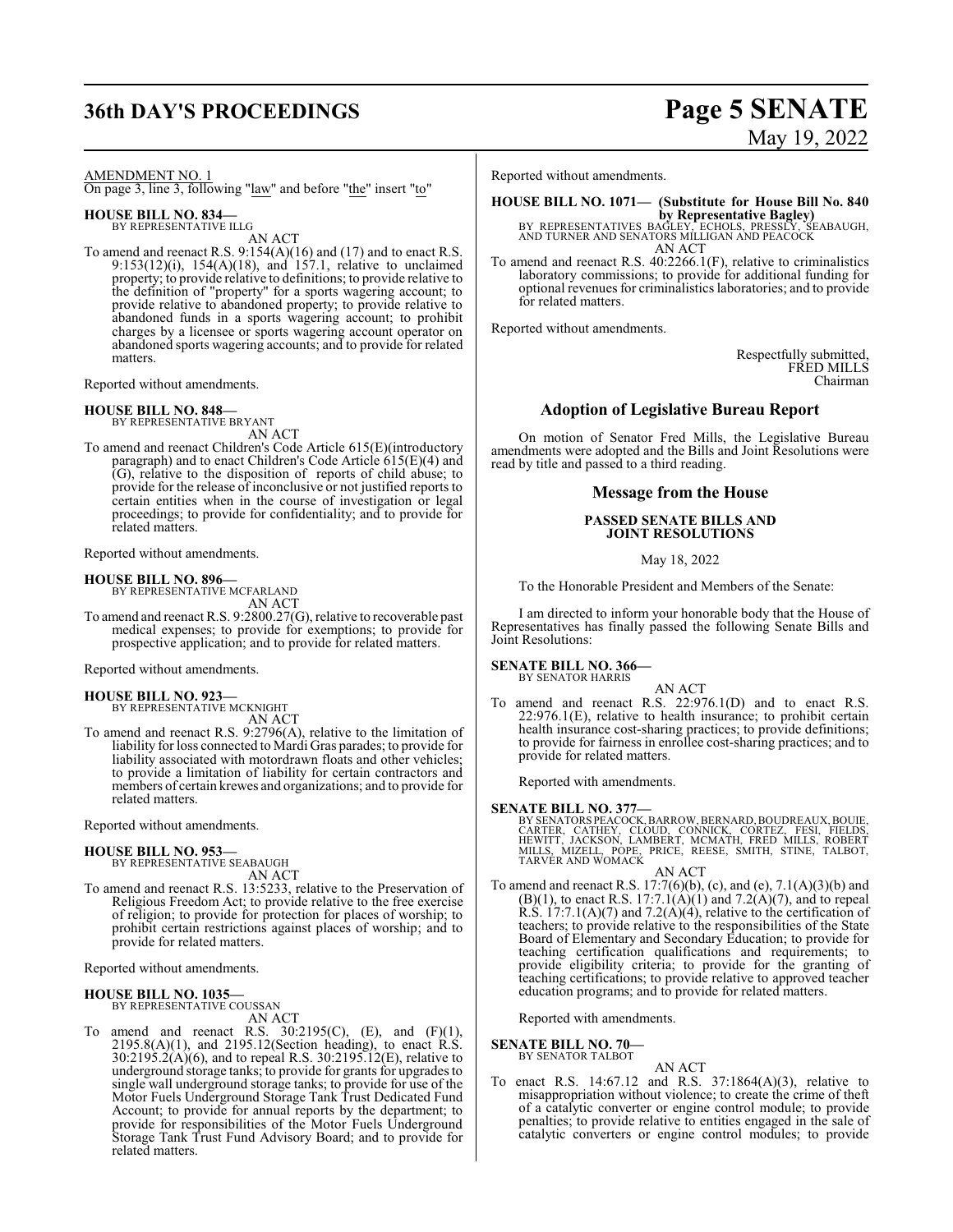AMENDMENT NO. 1

On page 3, line 3, following "law" and before "the" insert "to"

**HOUSE BILL NO. 834—**
BY REPRESENTATIVE ILLG

AN ACT

To amend and reenact R.S. 9:154(A)(16) and (17) and to enact R.S. 9:153(12)(i), 154(A)(18), and 157.1, relative to unclaimed property; to provide relative to definitions; to provide relative to the definition of "property" for a sports wagering account; to provide relative to abandoned property; to provide relative to abandoned funds in a sports wagering account; to prohibit charges by a licensee or sports wagering account operator on abandoned sports wagering accounts; and to provide for related matters.

Reported without amendments.

**HOUSE BILL NO. 848—**
BY REPRESENTATIVE BRYANT

AN ACT

To amend and reenact Children's Code Article 615(E)(introductory paragraph) and to enact Children's Code Article 615(E)(4) and (G), relative to the disposition of reports of child abuse; to provide for the release of inconclusive or not justified reports to certain entities when in the course of investigation or legal proceedings; to provide for confidentiality; and to provide for related matters.

Reported without amendments.

**HOUSE BILL NO. 896—**
BY REPRESENTATIVE MCFARLAND

AN ACT

To amend and reenact R.S. 9:2800.27(G), relative to recoverable past medical expenses; to provide for exemptions; to provide for prospective application; and to provide for related matters.

Reported without amendments.

**HOUSE BILL NO. 923—**
BY REPRESENTATIVE MCKNIGHT

AN ACT

To amend and reenact R.S. 9:2796(A), relative to the limitation of liability for loss connected to Mardi Gras parades; to provide for liability associated with motordrawn floats and other vehicles; to provide a limitation of liability for certain contractors and members of certain krewes and organizations; and to provide for related matters.

Reported without amendments.

**HOUSE BILL NO. 953—**
BY REPRESENTATIVE SEABAUGH

AN ACT

To amend and reenact R.S. 13:5233, relative to the Preservation of Religious Freedom Act; to provide relative to the free exercise of religion; to provide for protection for places of worship; to prohibit certain restrictions against places of worship; and to provide for related matters.

Reported without amendments.

**HOUSE BILL NO. 1035—**
BY REPRESENTATIVE COUSSAN

AN ACT

To amend and reenact R.S. 30:2195(C), (E), and (F)(1), 2195.8(A)(1), and 2195.12(Section heading), to enact R.S. 30:2195.2(A)(6), and to repeal R.S. 30:2195.12(E), relative to underground storage tanks; to provide for grants for upgrades to single wall underground storage tanks; to provide for use of the Motor Fuels Underground Storage Tank Trust Dedicated Fund Account; to provide for annual reports by the department; to provide for responsibilities of the Motor Fuels Underground Storage Tank Trust Fund Advisory Board; and to provide for related matters.

Reported without amendments.

**HOUSE BILL NO. 1071— (Substitute for House Bill No. 840 by Representative Bagley)**
BY REPRESENTATIVES BAGLEY, ECHOLS, PRESSLY, SEABAUGH, AND TURNER AND SENATORS MILLIGAN AND PEACOCK

AN ACT

To amend and reenact R.S. 40:2266.1(F), relative to criminalistics laboratory commissions; to provide for additional funding for optional revenues for criminalistics laboratories; and to provide for related matters.

Reported without amendments.

Respectfully submitted,
FRED MILLS
Chairman

## Adoption of Legislative Bureau Report

On motion of Senator Fred Mills, the Legislative Bureau amendments were adopted and the Bills and Joint Resolutions were read by title and passed to a third reading.

## Message from the House

### PASSED SENATE BILLS AND JOINT RESOLUTIONS

May 18, 2022

To the Honorable President and Members of the Senate:

I am directed to inform your honorable body that the House of Representatives has finally passed the following Senate Bills and Joint Resolutions:

**SENATE BILL NO. 366—**
BY SENATOR HARRIS

AN ACT

To amend and reenact R.S. 22:976.1(D) and to enact R.S. 22:976.1(E), relative to health insurance; to prohibit certain health insurance cost-sharing practices; to provide definitions; to provide for fairness in enrollee cost-sharing practices; and to provide for related matters.

Reported with amendments.

**SENATE BILL NO. 377—**
BY SENATORS PEACOCK, BARROW, BERNARD, BOUDREAUX, BOUIE, CARTER, CATHEY, CLOUD, CONNICK, CORTEZ, FESI, FIELDS, HEWITT, JACKSON, LAMBERT, MCMATH, FRED MILLS, ROBERT MILLS, MIZELL, POPE, PRICE, REESE, SMITH, STINE, TALBOT, TARVER AND WOMACK

AN ACT

To amend and reenact R.S. 17:7(6)(b), (c), and (e), 7.1(A)(3)(b) and (B)(1), to enact R.S. 17:7.1(A)(1) and 7.2(A)(7), and to repeal R.S. 17:7.1(A)(7) and 7.2(A)(4), relative to the certification of teachers; to provide relative to the responsibilities of the State Board of Elementary and Secondary Education; to provide for teaching certification qualifications and requirements; to provide eligibility criteria; to provide for the granting of teaching certifications; to provide relative to approved teacher education programs; and to provide for related matters.

Reported with amendments.

**SENATE BILL NO. 70—**
BY SENATOR TALBOT

AN ACT

To enact R.S. 14:67.12 and R.S. 37:1864(A)(3), relative to misappropriation without violence; to create the crime of theft of a catalytic converter or engine control module; to provide penalties; to provide relative to entities engaged in the sale of catalytic converters or engine control modules; to provide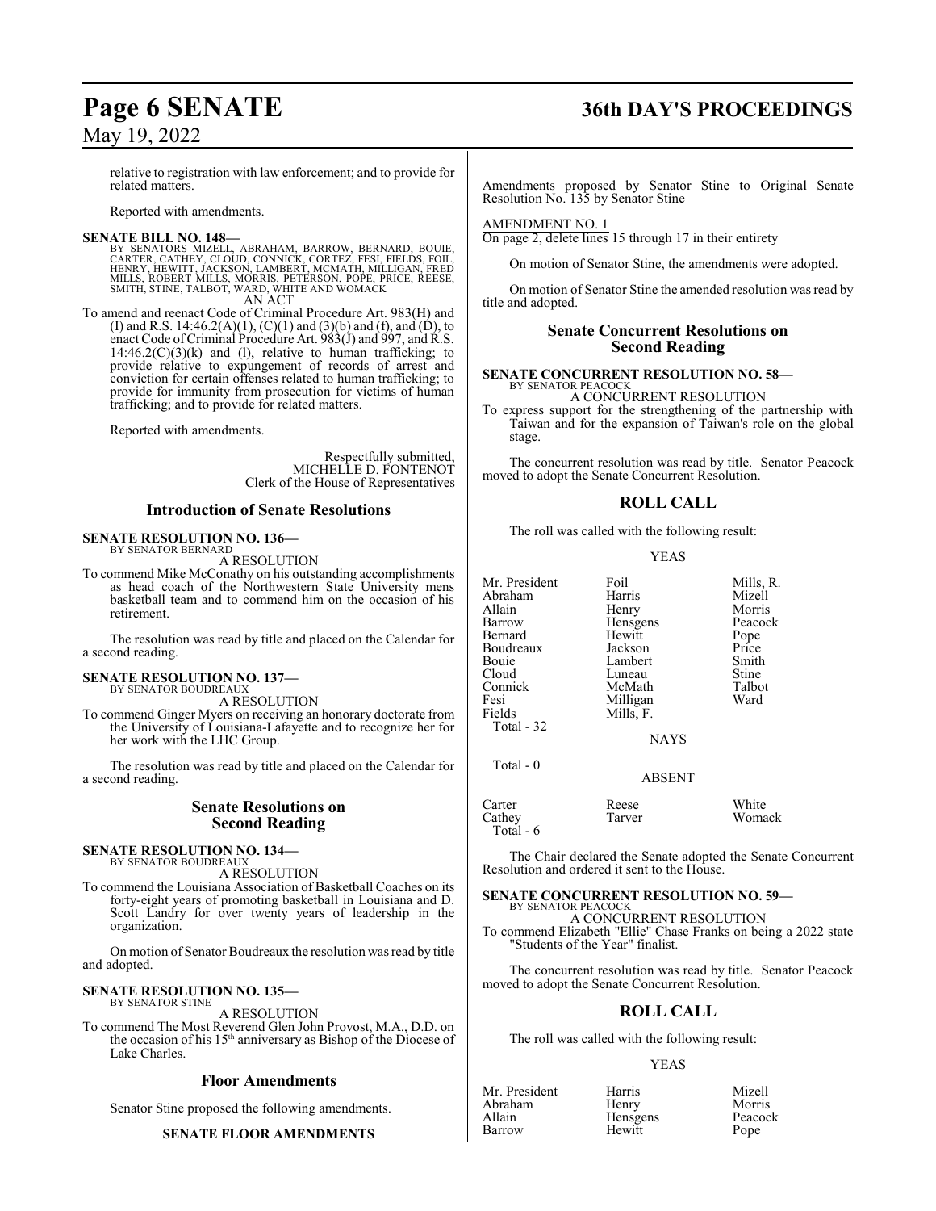relative to registration with law enforcement; and to provide for related matters.

Reported with amendments.

**SENATE BILL NO. 148—**
BY SENATORS MIZELL, ABRAHAM, BARROW, BERNARD, BOUIE, CARTER, CATHEY, CLOUD, CONNICK, CORTEZ, FESI, FIELDS, FOIL, HENRY, HEWITT, JACKSON, LAMBERT, MCMATH, MILLIGAN, FRED MILLS, ROBERT MILLS, MORRIS, PETERSON, POPE, PRICE, REESE, SMITH, STINE, TALBOT, WARD, WHITE AND WOMACK
AN ACT

To amend and reenact Code of Criminal Procedure Art. 983(H) and (I) and R.S. 14:46.2(A)(1), (C)(1) and (3)(b) and (f), and (D), to enact Code of Criminal Procedure Art. 983(J) and 997, and R.S. 14:46.2(C)(3)(k) and (l), relative to human trafficking; to provide relative to expungement of records of arrest and conviction for certain offenses related to human trafficking; to provide for immunity from prosecution for victims of human trafficking; and to provide for related matters.

Reported with amendments.

Respectfully submitted,
MICHELLE D. FONTENOT
Clerk of the House of Representatives

## Introduction of Senate Resolutions

**SENATE RESOLUTION NO. 136—**
BY SENATOR BERNARD
A RESOLUTION

To commend Mike McConathy on his outstanding accomplishments as head coach of the Northwestern State University mens basketball team and to commend him on the occasion of his retirement.

The resolution was read by title and placed on the Calendar for a second reading.

**SENATE RESOLUTION NO. 137—**
BY SENATOR BOUDREAUX
A RESOLUTION

To commend Ginger Myers on receiving an honorary doctorate from the University of Louisiana-Lafayette and to recognize her for her work with the LHC Group.

The resolution was read by title and placed on the Calendar for a second reading.

## Senate Resolutions on Second Reading

**SENATE RESOLUTION NO. 134—**
BY SENATOR BOUDREAUX
A RESOLUTION

To commend the Louisiana Association of Basketball Coaches on its forty-eight years of promoting basketball in Louisiana and D. Scott Landry for over twenty years of leadership in the organization.

On motion of Senator Boudreaux the resolution was read by title and adopted.

**SENATE RESOLUTION NO. 135—**
BY SENATOR STINE
A RESOLUTION

To commend The Most Reverend Glen John Provost, M.A., D.D. on the occasion of his 15th anniversary as Bishop of the Diocese of Lake Charles.

## Floor Amendments

Senator Stine proposed the following amendments.

**SENATE FLOOR AMENDMENTS**

Amendments proposed by Senator Stine to Original Senate Resolution No. 135 by Senator Stine

AMENDMENT NO. 1
On page 2, delete lines 15 through 17 in their entirety

On motion of Senator Stine, the amendments were adopted.

On motion of Senator Stine the amended resolution was read by title and adopted.

## Senate Concurrent Resolutions on Second Reading

**SENATE CONCURRENT RESOLUTION NO. 58—**
BY SENATOR PEACOCK
A CONCURRENT RESOLUTION

To express support for the strengthening of the partnership with Taiwan and for the expansion of Taiwan's role on the global stage.

The concurrent resolution was read by title. Senator Peacock moved to adopt the Senate Concurrent Resolution.

## ROLL CALL

The roll was called with the following result:

YEAS

| | | |
|---|---|---|
| Mr. President | Foil | Mills, R. |
| Abraham | Harris | Mizell |
| Allain | Henry | Morris |
| Barrow | Hensgens | Peacock |
| Bernard | Hewitt | Pope |
| Boudreaux | Jackson | Price |
| Bouie | Lambert | Smith |
| Cloud | Luneau | Stine |
| Connick | McMath | Talbot |
| Fesi | Milligan | Ward |
| Fields | Mills, F. | |

Total - 32

NAYS

Total - 0

ABSENT

| | | |
|---|---|---|
| Carter | Reese | White |
| Cathey | Tarver | Womack |

Total - 6

The Chair declared the Senate adopted the Senate Concurrent Resolution and ordered it sent to the House.

**SENATE CONCURRENT RESOLUTION NO. 59—**
BY SENATOR PEACOCK
A CONCURRENT RESOLUTION

To commend Elizabeth "Ellie" Chase Franks on being a 2022 state "Students of the Year" finalist.

The concurrent resolution was read by title. Senator Peacock moved to adopt the Senate Concurrent Resolution.

## ROLL CALL

The roll was called with the following result:

YEAS

| | | |
|---|---|---|
| Mr. President | Harris | Mizell |
| Abraham | Henry | Morris |
| Allain | Hensgens | Peacock |
| Barrow | Hewitt | Pope |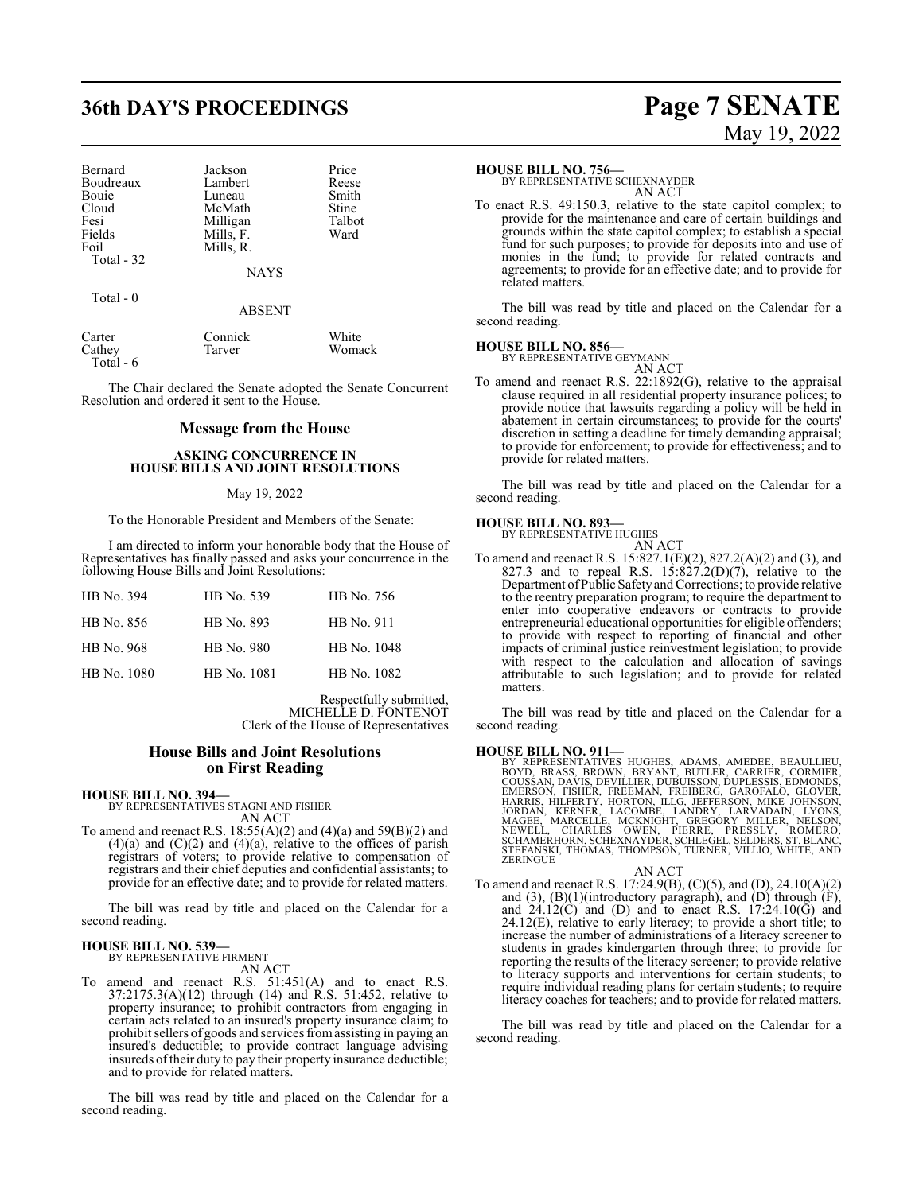| | | |
|---|---|---|
| Bernard | Jackson | Price |
| Boudreaux | Lambert | Reese |
| Bouie | Luneau | Smith |
| Cloud | McMath | Stine |
| Fesi | Milligan | Talbot |
| Fields | Mills, F. | Ward |
| Foil | Mills, R. | |

Total - 32

NAYS

Total - 0

ABSENT

| | | |
|---|---|---|
| Carter | Connick | White |
| Cathey | Tarver | Womack |

Total - 6

The Chair declared the Senate adopted the Senate Concurrent Resolution and ordered it sent to the House.

## Message from the House

**ASKING CONCURRENCE IN HOUSE BILLS AND JOINT RESOLUTIONS**

May 19, 2022

To the Honorable President and Members of the Senate:

I am directed to inform your honorable body that the House of Representatives has finally passed and asks your concurrence in the following House Bills and Joint Resolutions:

| | | |
|---|---|---|
| HB No. 394 | HB No. 539 | HB No. 756 |
| HB No. 856 | HB No. 893 | HB No. 911 |
| HB No. 968 | HB No. 980 | HB No. 1048 |
| HB No. 1080 | HB No. 1081 | HB No. 1082 |

Respectfully submitted,
MICHELLE D. FONTENOT
Clerk of the House of Representatives

## House Bills and Joint Resolutions on First Reading

**HOUSE BILL NO. 394—**
BY REPRESENTATIVES STAGNI AND FISHER
AN ACT

To amend and reenact R.S. 18:55(A)(2) and (4)(a) and 59(B)(2) and (4)(a) and (C)(2) and (4)(a), relative to the offices of parish registrars of voters; to provide relative to compensation of registrars and their chief deputies and confidential assistants; to provide for an effective date; and to provide for related matters.

The bill was read by title and placed on the Calendar for a second reading.

**HOUSE BILL NO. 539—**
BY REPRESENTATIVE FIRMENT
AN ACT

To amend and reenact R.S. 51:451(A) and to enact R.S. 37:2175.3(A)(12) through (14) and R.S. 51:452, relative to property insurance; to prohibit contractors from engaging in certain acts related to an insured's property insurance claim; to prohibit sellers of goods and services from assisting in paying an insured's deductible; to provide contract language advising insureds of their duty to pay their property insurance deductible; and to provide for related matters.

The bill was read by title and placed on the Calendar for a second reading.

**HOUSE BILL NO. 756—**
BY REPRESENTATIVE SCHEXNAYDER
AN ACT

To enact R.S. 49:150.3, relative to the state capitol complex; to provide for the maintenance and care of certain buildings and grounds within the state capitol complex; to establish a special fund for such purposes; to provide for deposits into and use of monies in the fund; to provide for related contracts and agreements; to provide for an effective date; and to provide for related matters.

The bill was read by title and placed on the Calendar for a second reading.

**HOUSE BILL NO. 856—**
BY REPRESENTATIVE GEYMANN
AN ACT

To amend and reenact R.S. 22:1892(G), relative to the appraisal clause required in all residential property insurance polices; to provide notice that lawsuits regarding a policy will be held in abatement in certain circumstances; to provide for the courts' discretion in setting a deadline for timely demanding appraisal; to provide for enforcement; to provide for effectiveness; and to provide for related matters.

The bill was read by title and placed on the Calendar for a second reading.

**HOUSE BILL NO. 893—**
BY REPRESENTATIVE HUGHES
AN ACT

To amend and reenact R.S. 15:827.1(E)(2), 827.2(A)(2) and (3), and 827.3 and to repeal R.S. 15:827.2(D)(7), relative to the Department of Public Safety and Corrections; to provide relative to the reentry preparation program; to require the department to enter into cooperative endeavors or contracts to provide entrepreneurial educational opportunities for eligible offenders; to provide with respect to reporting of financial and other impacts of criminal justice reinvestment legislation; to provide with respect to the calculation and allocation of savings attributable to such legislation; and to provide for related matters.

The bill was read by title and placed on the Calendar for a second reading.

**HOUSE BILL NO. 911—**
BY REPRESENTATIVES HUGHES, ADAMS, AMEDEE, BEAULLIEU, BOYD, BRASS, BROWN, BRYANT, BUTLER, CARRIER, CORMIER, COUSSAN, DAVIS, DEVILLIER, DUBUISSON, DUPLESSIS, EDMONDS, EMERSON, FISHER, FREEMAN, FREIBERG, GAROFALO, GLOVER, HARRIS, HILFERTY, HORTON, ILLG, JEFFERSON, MIKE JOHNSON, JORDAN, KERNER, LACOMBE, LANDRY, LARVADAIN, LYONS, MAGEE, MARCELLE, MCKNIGHT, GREGORY MILLER, NELSON, NEWELL, CHARLES OWEN, PIERRE, PRESSLY, ROMERO, SCHAMERHORN, SCHEXNAYDER, SCHLEGEL, SELDERS, ST. BLANC, STEFANSKI, THOMAS, THOMPSON, TURNER, VILLIO, WHITE, AND ZERINGUE
AN ACT

To amend and reenact R.S. 17:24.9(B), (C)(5), and (D), 24.10(A)(2) and (3), (B)(1)(introductory paragraph), and (D) through (F), and 24.12(C) and (D) and to enact R.S. 17:24.10(G) and 24.12(E), relative to early literacy; to provide a short title; to increase the number of administrations of a literacy screener to students in grades kindergarten through three; to provide for reporting the results of the literacy screener; to provide relative to literacy supports and interventions for certain students; to require individual reading plans for certain students; to require literacy coaches for teachers; and to provide for related matters.

The bill was read by title and placed on the Calendar for a second reading.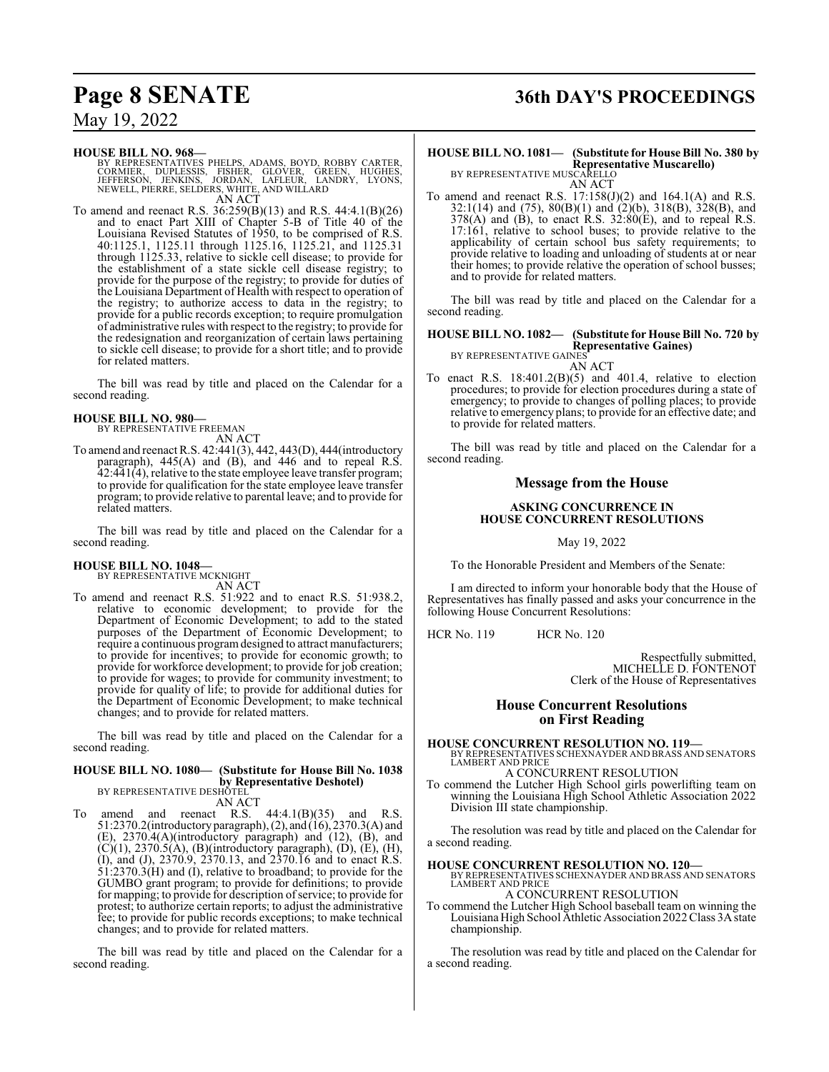**HOUSE BILL NO. 968—**
BY REPRESENTATIVES PHELPS, ADAMS, BOYD, ROBBY CARTER, CORMIER, DUPLESSIS, FISHER, GLOVER, GREEN, HUGHES, JEFFERSON, JENKINS, JORDAN, LAFLEUR, LANDRY, LYONS, NEWELL, PIERRE, SELDERS, WHITE, AND WILLARD

AN ACT

To amend and reenact R.S. 36:259(B)(13) and R.S. 44:4.1(B)(26) and to enact Part XIII of Chapter 5-B of Title 40 of the Louisiana Revised Statutes of 1950, to be comprised of R.S. 40:1125.1, 1125.11 through 1125.16, 1125.21, and 1125.31 through 1125.33, relative to sickle cell disease; to provide for the establishment of a state sickle cell disease registry; to provide for the purpose of the registry; to provide for duties of the Louisiana Department of Health with respect to operation of the registry; to authorize access to data in the registry; to provide for a public records exception; to require promulgation of administrative rules with respect to the registry; to provide for the redesignation and reorganization of certain laws pertaining to sickle cell disease; to provide for a short title; and to provide for related matters.

The bill was read by title and placed on the Calendar for a second reading.

**HOUSE BILL NO. 980—**
BY REPRESENTATIVE FREEMAN

AN ACT

To amend and reenact R.S. 42:441(3), 442, 443(D), 444(introductory paragraph), 445(A) and (B), and 446 and to repeal R.S. 42:441(4), relative to the state employee leave transfer program; to provide for qualification for the state employee leave transfer program; to provide relative to parental leave; and to provide for related matters.

The bill was read by title and placed on the Calendar for a second reading.

**HOUSE BILL NO. 1048—**
BY REPRESENTATIVE MCKNIGHT

AN ACT

To amend and reenact R.S. 51:922 and to enact R.S. 51:938.2, relative to economic development; to provide for the Department of Economic Development; to add to the stated purposes of the Department of Economic Development; to require a continuous program designed to attract manufacturers; to provide for incentives; to provide for economic growth; to provide for workforce development; to provide for job creation; to provide for wages; to provide for community investment; to provide for quality of life; to provide for additional duties for the Department of Economic Development; to make technical changes; and to provide for related matters.

The bill was read by title and placed on the Calendar for a second reading.

**HOUSE BILL NO. 1080— (Substitute for House Bill No. 1038 by Representative Deshotel)**
BY REPRESENTATIVE DESHOTEL

AN ACT

To amend and reenact R.S. 44:4.1(B)(35) and R.S. 51:2370.2(introductory paragraph), (2), and (16), 2370.3(A) and (E), 2370.4(A)(introductory paragraph) and (12), (B), and (C)(1), 2370.5(A), (B)(introductory paragraph), (D), (E), (H), (I), and (J), 2370.9, 2370.13, and 2370.16 and to enact R.S. 51:2370.3(H) and (I), relative to broadband; to provide for the GUMBO grant program; to provide for definitions; to provide for mapping; to provide for description of service; to provide for protest; to authorize certain reports; to adjust the administrative fee; to provide for public records exceptions; to make technical changes; and to provide for related matters.

The bill was read by title and placed on the Calendar for a second reading.

**HOUSE BILL NO. 1081— (Substitute for House Bill No. 380 by Representative Muscarello)**
BY REPRESENTATIVE MUSCARELLO

AN ACT

To amend and reenact R.S. 17:158(J)(2) and 164.1(A) and R.S. 32:1(14) and (75), 80(B)(1) and (2)(b), 318(B), 328(B), and 378(A) and (B), to enact R.S. 32:80(E), and to repeal R.S. 17:161, relative to school buses; to provide relative to the applicability of certain school bus safety requirements; to provide relative to loading and unloading of students at or near their homes; to provide relative the operation of school busses; and to provide for related matters.

The bill was read by title and placed on the Calendar for a second reading.

**HOUSE BILL NO. 1082— (Substitute for House Bill No. 720 by Representative Gaines)**
BY REPRESENTATIVE GAINES

AN ACT

To enact R.S. 18:401.2(B)(5) and 401.4, relative to election procedures; to provide for election procedures during a state of emergency; to provide to changes of polling places; to provide relative to emergency plans; to provide for an effective date; and to provide for related matters.

The bill was read by title and placed on the Calendar for a second reading.

## Message from the House

**ASKING CONCURRENCE IN HOUSE CONCURRENT RESOLUTIONS**

May 19, 2022

To the Honorable President and Members of the Senate:

I am directed to inform your honorable body that the House of Representatives has finally passed and asks your concurrence in the following House Concurrent Resolutions:

HCR No. 119 HCR No. 120

Respectfully submitted,
MICHELLE D. FONTENOT
Clerk of the House of Representatives

## House Concurrent Resolutions on First Reading

**HOUSE CONCURRENT RESOLUTION NO. 119—**
BY REPRESENTATIVES SCHEXNAYDER AND BRASS AND SENATORS LAMBERT AND PRICE

A CONCURRENT RESOLUTION

To commend the Lutcher High School girls powerlifting team on winning the Louisiana High School Athletic Association 2022 Division III state championship.

The resolution was read by title and placed on the Calendar for a second reading.

**HOUSE CONCURRENT RESOLUTION NO. 120—**
BY REPRESENTATIVES SCHEXNAYDER AND BRASS AND SENATORS LAMBERT AND PRICE

A CONCURRENT RESOLUTION

To commend the Lutcher High School baseball team on winning the Louisiana High School Athletic Association 2022 Class 3A state championship.

The resolution was read by title and placed on the Calendar for a second reading.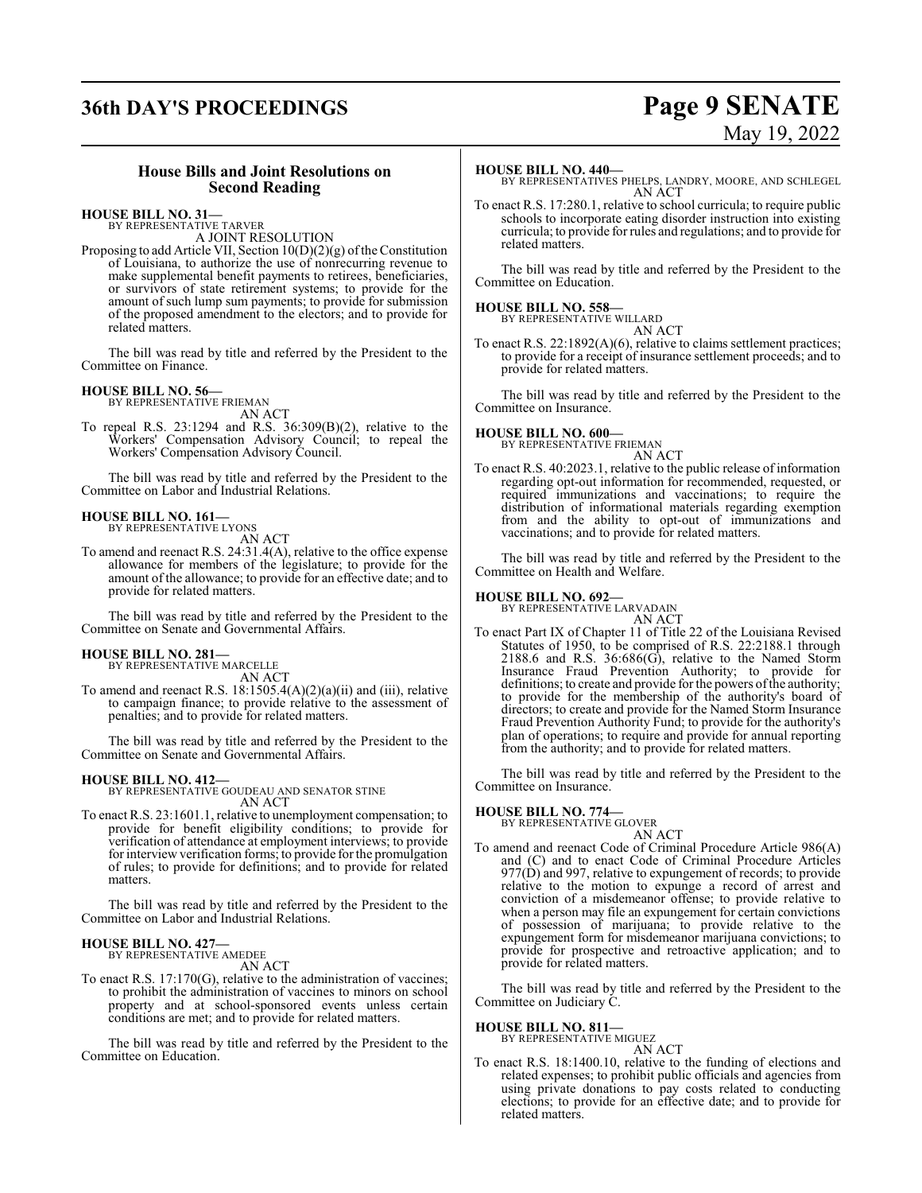## House Bills and Joint Resolutions on Second Reading

**HOUSE BILL NO. 31—**
BY REPRESENTATIVE TARVER
A JOINT RESOLUTION

Proposing to add Article VII, Section 10(D)(2)(g) of the Constitution of Louisiana, to authorize the use of nonrecurring revenue to make supplemental benefit payments to retirees, beneficiaries, or survivors of state retirement systems; to provide for the amount of such lump sum payments; to provide for submission of the proposed amendment to the electors; and to provide for related matters.

The bill was read by title and referred by the President to the Committee on Finance.

**HOUSE BILL NO. 56—**
BY REPRESENTATIVE FRIEMAN
AN ACT

To repeal R.S. 23:1294 and R.S. 36:309(B)(2), relative to the Workers' Compensation Advisory Council; to repeal the Workers' Compensation Advisory Council.

The bill was read by title and referred by the President to the Committee on Labor and Industrial Relations.

**HOUSE BILL NO. 161—**
BY REPRESENTATIVE LYONS
AN ACT

To amend and reenact R.S. 24:31.4(A), relative to the office expense allowance for members of the legislature; to provide for the amount of the allowance; to provide for an effective date; and to provide for related matters.

The bill was read by title and referred by the President to the Committee on Senate and Governmental Affairs.

**HOUSE BILL NO. 281—**
BY REPRESENTATIVE MARCELLE
AN ACT

To amend and reenact R.S. 18:1505.4(A)(2)(a)(ii) and (iii), relative to campaign finance; to provide relative to the assessment of penalties; and to provide for related matters.

The bill was read by title and referred by the President to the Committee on Senate and Governmental Affairs.

**HOUSE BILL NO. 412—**
BY REPRESENTATIVE GOUDEAU AND SENATOR STINE
AN ACT

To enact R.S. 23:1601.1, relative to unemployment compensation; to provide for benefit eligibility conditions; to provide for verification of attendance at employment interviews; to provide for interview verification forms; to provide for the promulgation of rules; to provide for definitions; and to provide for related matters.

The bill was read by title and referred by the President to the Committee on Labor and Industrial Relations.

**HOUSE BILL NO. 427—**
BY REPRESENTATIVE AMEDEE
AN ACT

To enact R.S. 17:170(G), relative to the administration of vaccines; to prohibit the administration of vaccines to minors on school property and at school-sponsored events unless certain conditions are met; and to provide for related matters.

The bill was read by title and referred by the President to the Committee on Education.

**HOUSE BILL NO. 440—**
BY REPRESENTATIVES PHELPS, LANDRY, MOORE, AND SCHLEGEL
AN ACT

To enact R.S. 17:280.1, relative to school curricula; to require public schools to incorporate eating disorder instruction into existing curricula; to provide for rules and regulations; and to provide for related matters.

The bill was read by title and referred by the President to the Committee on Education.

**HOUSE BILL NO. 558—**
BY REPRESENTATIVE WILLARD
AN ACT

To enact R.S. 22:1892(A)(6), relative to claims settlement practices; to provide for a receipt of insurance settlement proceeds; and to provide for related matters.

The bill was read by title and referred by the President to the Committee on Insurance.

**HOUSE BILL NO. 600—**
BY REPRESENTATIVE FRIEMAN
AN ACT

To enact R.S. 40:2023.1, relative to the public release of information regarding opt-out information for recommended, requested, or required immunizations and vaccinations; to require the distribution of informational materials regarding exemption from and the ability to opt-out of immunizations and vaccinations; and to provide for related matters.

The bill was read by title and referred by the President to the Committee on Health and Welfare.

**HOUSE BILL NO. 692—**
BY REPRESENTATIVE LARVADAIN
AN ACT

To enact Part IX of Chapter 11 of Title 22 of the Louisiana Revised Statutes of 1950, to be comprised of R.S. 22:2188.1 through 2188.6 and R.S. 36:686(G), relative to the Named Storm Insurance Fraud Prevention Authority; to provide for definitions; to create and provide for the powers of the authority; to provide for the membership of the authority's board of directors; to create and provide for the Named Storm Insurance Fraud Prevention Authority Fund; to provide for the authority's plan of operations; to require and provide for annual reporting from the authority; and to provide for related matters.

The bill was read by title and referred by the President to the Committee on Insurance.

**HOUSE BILL NO. 774—**
BY REPRESENTATIVE GLOVER
AN ACT

To amend and reenact Code of Criminal Procedure Article 986(A) and (C) and to enact Code of Criminal Procedure Articles 977(D) and 997, relative to expungement of records; to provide relative to the motion to expunge a record of arrest and conviction of a misdemeanor offense; to provide relative to when a person may file an expungement for certain convictions of possession of marijuana; to provide relative to the expungement form for misdemeanor marijuana convictions; to provide for prospective and retroactive application; and to provide for related matters.

The bill was read by title and referred by the President to the Committee on Judiciary C.

**HOUSE BILL NO. 811—**
BY REPRESENTATIVE MIGUEZ
AN ACT

To enact R.S. 18:1400.10, relative to the funding of elections and related expenses; to prohibit public officials and agencies from using private donations to pay costs related to conducting elections; to provide for an effective date; and to provide for related matters.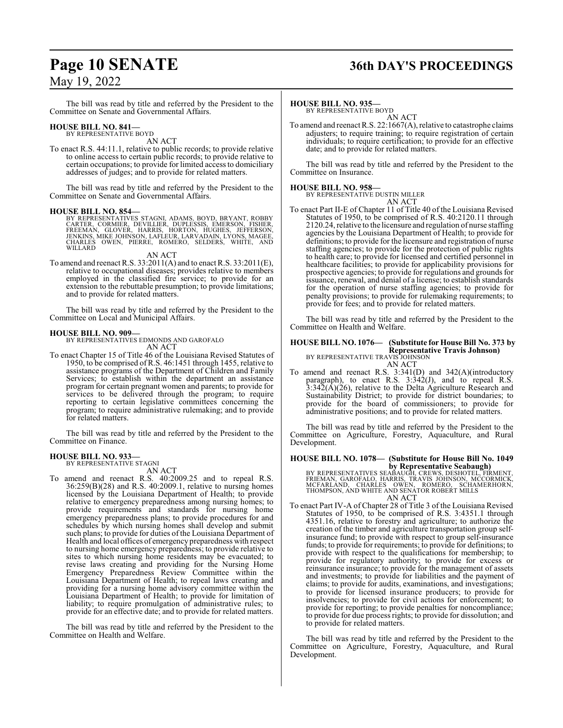The bill was read by title and referred by the President to the Committee on Senate and Governmental Affairs.

**HOUSE BILL NO. 841—**
BY REPRESENTATIVE BOYD
AN ACT

To enact R.S. 44:11.1, relative to public records; to provide relative to online access to certain public records; to provide relative to certain occupations; to provide for limited access to domiciliary addresses of judges; and to provide for related matters.

The bill was read by title and referred by the President to the Committee on Senate and Governmental Affairs.

**HOUSE BILL NO. 854—**
BY REPRESENTATIVES STAGNI, ADAMS, BOYD, BRYANT, ROBBY CARTER, CORMIER, DEVILLIER, DUPLESSIS, EMERSON, FISHER, FREEMAN, GLOVER, HARRIS, HORTON, HUGHES, JEFFERSON, JENKINS, MIKE JOHNSON, LAFLEUR, LARVADAIN, LYONS, MAGEE, CHARLES OWEN, PIERRE, ROMERO, SELDERS, WHITE, AND WILLARD
AN ACT

To amend and reenact R.S. 33:2011(A) and to enact R.S. 33:2011(E), relative to occupational diseases; provides relative to members employed in the classified fire service; to provide for an extension to the rebuttable presumption; to provide limitations; and to provide for related matters.

The bill was read by title and referred by the President to the Committee on Local and Municipal Affairs.

**HOUSE BILL NO. 909—**
BY REPRESENTATIVES EDMONDS AND GAROFALO
AN ACT

To enact Chapter 15 of Title 46 of the Louisiana Revised Statutes of 1950, to be comprised of R.S. 46:1451 through 1455, relative to assistance programs of the Department of Children and Family Services; to establish within the department an assistance program for certain pregnant women and parents; to provide for services to be delivered through the program; to require reporting to certain legislative committees concerning the program; to require administrative rulemaking; and to provide for related matters.

The bill was read by title and referred by the President to the Committee on Finance.

**HOUSE BILL NO. 933—**
BY REPRESENTATIVE STAGNI
AN ACT

To amend and reenact R.S. 40:2009.25 and to repeal R.S. 36:259(B)(28) and R.S. 40:2009.1, relative to nursing homes licensed by the Louisiana Department of Health; to provide relative to emergency preparedness among nursing homes; to provide requirements and standards for nursing home emergency preparedness plans; to provide procedures for and schedules by which nursing homes shall develop and submit such plans; to provide for duties of the Louisiana Department of Health and local offices of emergency preparedness with respect to nursing home emergency preparedness; to provide relative to sites to which nursing home residents may be evacuated; to revise laws creating and providing for the Nursing Home Emergency Preparedness Review Committee within the Louisiana Department of Health; to repeal laws creating and providing for a nursing home advisory committee within the Louisiana Department of Health; to provide for limitation of liability; to require promulgation of administrative rules; to provide for an effective date; and to provide for related matters.

The bill was read by title and referred by the President to the Committee on Health and Welfare.

**HOUSE BILL NO. 935—**
BY REPRESENTATIVE BOYD
AN ACT

To amend and reenact R.S. 22:1667(A), relative to catastrophe claims adjusters; to require training; to require registration of certain individuals; to require certification; to provide for an effective date; and to provide for related matters.

The bill was read by title and referred by the President to the Committee on Insurance.

**HOUSE BILL NO. 958—**
BY REPRESENTATIVE DUSTIN MILLER
AN ACT

To enact Part II-E of Chapter 11 of Title 40 of the Louisiana Revised Statutes of 1950, to be comprised of R.S. 40:2120.11 through 2120.24, relative to the licensure and regulation of nurse staffing agencies by the Louisiana Department of Health; to provide for definitions; to provide for the licensure and registration of nurse staffing agencies; to provide for the protection of public rights to health care; to provide for licensed and certified personnel in healthcare facilities; to provide for applicability provisions for prospective agencies; to provide for regulations and grounds for issuance, renewal, and denial of a license; to establish standards for the operation of nurse staffing agencies; to provide for penalty provisions; to provide for rulemaking requirements; to provide for fees; and to provide for related matters.

The bill was read by title and referred by the President to the Committee on Health and Welfare.

**HOUSE BILL NO. 1076— (Substitute for House Bill No. 373 by Representative Travis Johnson)**
BY REPRESENTATIVE TRAVIS JOHNSON
AN ACT

To amend and reenact R.S. 3:341(D) and 342(A)(introductory paragraph), to enact R.S. 3:342(J), and to repeal R.S. 3:342(A)(26), relative to the Delta Agriculture Research and Sustainability District; to provide for district boundaries; to provide for the board of commissioners; to provide for administrative positions; and to provide for related matters.

The bill was read by title and referred by the President to the Committee on Agriculture, Forestry, Aquaculture, and Rural Development.

**HOUSE BILL NO. 1078— (Substitute for House Bill No. 1049 by Representative Seabaugh)**
BY REPRESENTATIVES SEABAUGH, CREWS, DESHOTEL, FIRMENT, FRIEMAN, GAROFALO, HARRIS, TRAVIS JOHNSON, MCCORMICK, MCFARLAND, CHARLES OWEN, ROMERO, SCHAMERHORN, THOMPSON, AND WHITE AND SENATOR ROBERT MILLS
AN ACT

To enact Part IV-A of Chapter 28 of Title 3 of the Louisiana Revised Statutes of 1950, to be comprised of R.S. 3:4351.1 through 4351.16, relative to forestry and agriculture; to authorize the creation of the timber and agriculture transportation group self-insurance fund; to provide with respect to group self-insurance funds; to provide for requirements; to provide for definitions; to provide with respect to the qualifications for membership; to provide for regulatory authority; to provide for excess or reinsurance insurance; to provide for the management of assets and investments; to provide for liabilities and the payment of claims; to provide for audits, examinations, and investigations; to provide for licensed insurance producers; to provide for insolvencies; to provide for civil actions for enforcement; to provide for reporting; to provide penalties for noncompliance; to provide for due process rights; to provide for dissolution; and to provide for related matters.

The bill was read by title and referred by the President to the Committee on Agriculture, Forestry, Aquaculture, and Rural Development.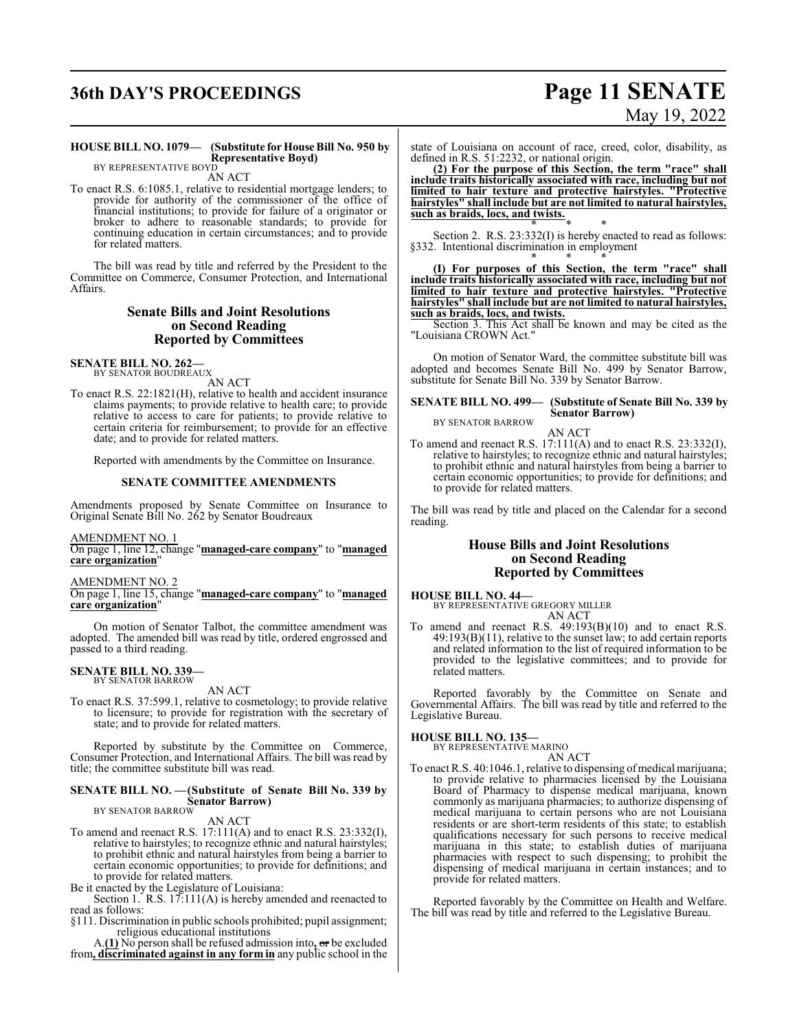**HOUSE BILL NO. 1079— (Substitute for House Bill No. 950 by Representative Boyd)**
BY REPRESENTATIVE BOYD

AN ACT

To enact R.S. 6:1085.1, relative to residential mortgage lenders; to provide for authority of the commissioner of the office of financial institutions; to provide for failure of a originator or broker to adhere to reasonable standards; to provide for continuing education in certain circumstances; and to provide for related matters.

The bill was read by title and referred by the President to the Committee on Commerce, Consumer Protection, and International Affairs.

## Senate Bills and Joint Resolutions on Second Reading Reported by Committees

**SENATE BILL NO. 262—**
BY SENATOR BOUDREAUX

AN ACT

To enact R.S. 22:1821(H), relative to health and accident insurance claims payments; to provide relative to health care; to provide relative to access to care for patients; to provide relative to certain criteria for reimbursement; to provide for an effective date; and to provide for related matters.

Reported with amendments by the Committee on Insurance.

### SENATE COMMITTEE AMENDMENTS

Amendments proposed by Senate Committee on Insurance to Original Senate Bill No. 262 by Senator Boudreaux

AMENDMENT NO. 1
On page 1, line 12, change "**managed-care company**" to "**managed care organization**"

AMENDMENT NO. 2
On page 1, line 15, change "**managed-care company**" to "**managed care organization**"

On motion of Senator Talbot, the committee amendment was adopted. The amended bill was read by title, ordered engrossed and passed to a third reading.

**SENATE BILL NO. 339—**
BY SENATOR BARROW

AN ACT

To enact R.S. 37:599.1, relative to cosmetology; to provide relative to licensure; to provide for registration with the secretary of state; and to provide for related matters.

Reported by substitute by the Committee on Commerce, Consumer Protection, and International Affairs. The bill was read by title; the committee substitute bill was read.

**SENATE BILL NO. —(Substitute of Senate Bill No. 339 by Senator Barrow)**
BY SENATOR BARROW

AN ACT

To amend and reenact R.S. 17:111(A) and to enact R.S. 23:332(I), relative to hairstyles; to recognize ethnic and natural hairstyles; to prohibit ethnic and natural hairstyles from being a barrier to certain economic opportunities; to provide for definitions; and to provide for related matters.

Be it enacted by the Legislature of Louisiana:

Section 1. R.S. 17:111(A) is hereby amended and reenacted to read as follows:

§111. Discrimination in public schools prohibited; pupil assignment; religious educational institutions

A.**(1)** No person shall be refused admission into**,** ~~or~~ be excluded from**, discriminated against in any form in** any public school in the state of Louisiana on account of race, creed, color, disability, as defined in R.S. 51:2232, or national origin.

**(2) For the purpose of this Section, the term "race" shall include traits historically associated with race, including but not limited to hair texture and protective hairstyles. "Protective hairstyles" shall include but are not limited to natural hairstyles, such as braids, locs, and twists.**

\* \* \*

Section 2. R.S. 23:332(I) is hereby enacted to read as follows:

§332. Intentional discrimination in employment

\* \* \*

**(I) For purposes of this Section, the term "race" shall include traits historically associated with race, including but not limited to hair texture and protective hairstyles. "Protective hairstyles" shall include but are not limited to natural hairstyles, such as braids, locs, and twists.**

Section 3. This Act shall be known and may be cited as the "Louisiana CROWN Act."

On motion of Senator Ward, the committee substitute bill was adopted and becomes Senate Bill No. 499 by Senator Barrow, substitute for Senate Bill No. 339 by Senator Barrow.

**SENATE BILL NO. 499— (Substitute of Senate Bill No. 339 by Senator Barrow)**
BY SENATOR BARROW

AN ACT

To amend and reenact R.S. 17:111(A) and to enact R.S. 23:332(I), relative to hairstyles; to recognize ethnic and natural hairstyles; to prohibit ethnic and natural hairstyles from being a barrier to certain economic opportunities; to provide for definitions; and to provide for related matters.

The bill was read by title and placed on the Calendar for a second reading.

## House Bills and Joint Resolutions on Second Reading Reported by Committees

**HOUSE BILL NO. 44—**
BY REPRESENTATIVE GREGORY MILLER

AN ACT

To amend and reenact R.S. 49:193(B)(10) and to enact R.S. 49:193(B)(11), relative to the sunset law; to add certain reports and related information to the list of required information to be provided to the legislative committees; and to provide for related matters.

Reported favorably by the Committee on Senate and Governmental Affairs. The bill was read by title and referred to the Legislative Bureau.

**HOUSE BILL NO. 135—**
BY REPRESENTATIVE MARINO

AN ACT

To enact R.S. 40:1046.1, relative to dispensing of medical marijuana; to provide relative to pharmacies licensed by the Louisiana Board of Pharmacy to dispense medical marijuana, known commonly as marijuana pharmacies; to authorize dispensing of medical marijuana to certain persons who are not Louisiana residents or are short-term residents of this state; to establish qualifications necessary for such persons to receive medical marijuana in this state; to establish duties of marijuana pharmacies with respect to such dispensing; to prohibit the dispensing of medical marijuana in certain instances; and to provide for related matters.

Reported favorably by the Committee on Health and Welfare. The bill was read by title and referred to the Legislative Bureau.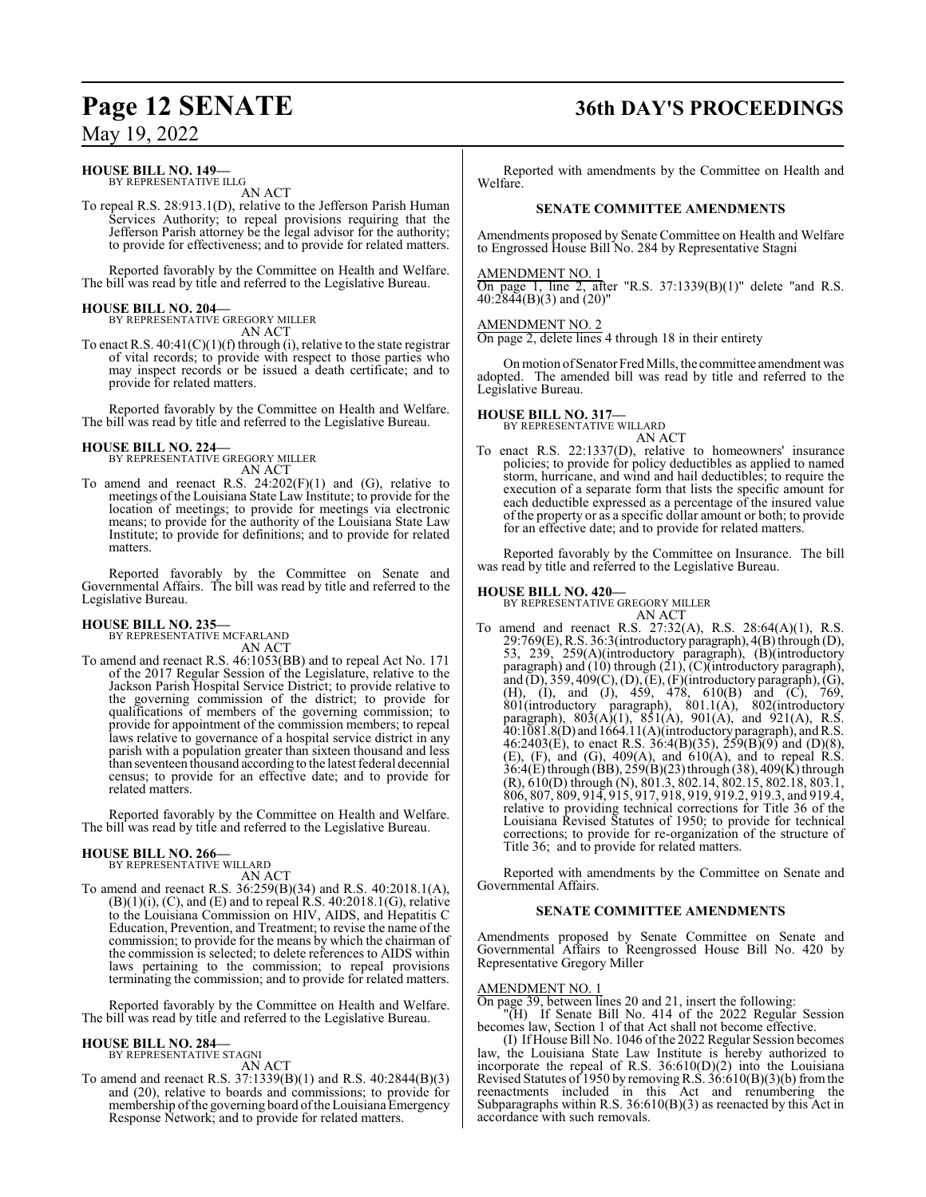**HOUSE BILL NO. 149—**
BY REPRESENTATIVE ILLG

AN ACT

To repeal R.S. 28:913.1(D), relative to the Jefferson Parish Human Services Authority; to repeal provisions requiring that the Jefferson Parish attorney be the legal advisor for the authority; to provide for effectiveness; and to provide for related matters.

Reported favorably by the Committee on Health and Welfare. The bill was read by title and referred to the Legislative Bureau.

**HOUSE BILL NO. 204—**
BY REPRESENTATIVE GREGORY MILLER

AN ACT

To enact R.S. 40:41(C)(1)(f) through (i), relative to the state registrar of vital records; to provide with respect to those parties who may inspect records or be issued a death certificate; and to provide for related matters.

Reported favorably by the Committee on Health and Welfare. The bill was read by title and referred to the Legislative Bureau.

**HOUSE BILL NO. 224—**
BY REPRESENTATIVE GREGORY MILLER

AN ACT

To amend and reenact R.S. 24:202(F)(1) and (G), relative to meetings of the Louisiana State Law Institute; to provide for the location of meetings; to provide for meetings via electronic means; to provide for the authority of the Louisiana State Law Institute; to provide for definitions; and to provide for related matters.

Reported favorably by the Committee on Senate and Governmental Affairs. The bill was read by title and referred to the Legislative Bureau.

**HOUSE BILL NO. 235—**
BY REPRESENTATIVE MCFARLAND

AN ACT

To amend and reenact R.S. 46:1053(BB) and to repeal Act No. 171 of the 2017 Regular Session of the Legislature, relative to the Jackson Parish Hospital Service District; to provide relative to the governing commission of the district; to provide for qualifications of members of the governing commission; to provide for appointment of the commission members; to repeal laws relative to governance of a hospital service district in any parish with a population greater than sixteen thousand and less than seventeen thousand according to the latest federal decennial census; to provide for an effective date; and to provide for related matters.

Reported favorably by the Committee on Health and Welfare. The bill was read by title and referred to the Legislative Bureau.

**HOUSE BILL NO. 266—**
BY REPRESENTATIVE WILLARD

AN ACT

To amend and reenact R.S. 36:259(B)(34) and R.S. 40:2018.1(A), (B)(1)(i), (C), and (E) and to repeal R.S. 40:2018.1(G), relative to the Louisiana Commission on HIV, AIDS, and Hepatitis C Education, Prevention, and Treatment; to revise the name of the commission; to provide for the means by which the chairman of the commission is selected; to delete references to AIDS within laws pertaining to the commission; to repeal provisions terminating the commission; and to provide for related matters.

Reported favorably by the Committee on Health and Welfare. The bill was read by title and referred to the Legislative Bureau.

**HOUSE BILL NO. 284—**
BY REPRESENTATIVE STAGNI

AN ACT

To amend and reenact R.S. 37:1339(B)(1) and R.S. 40:2844(B)(3) and (20), relative to boards and commissions; to provide for membership of the governing board of the Louisiana Emergency Response Network; and to provide for related matters.

Reported with amendments by the Committee on Health and Welfare.

**SENATE COMMITTEE AMENDMENTS**

Amendments proposed by Senate Committee on Health and Welfare to Engrossed House Bill No. 284 by Representative Stagni

AMENDMENT NO. 1
On page 1, line 2, after "R.S. 37:1339(B)(1)" delete "and R.S. 40:2844(B)(3) and (20)"

AMENDMENT NO. 2
On page 2, delete lines 4 through 18 in their entirety

On motion of Senator Fred Mills, the committee amendment was adopted. The amended bill was read by title and referred to the Legislative Bureau.

**HOUSE BILL NO. 317—**
BY REPRESENTATIVE WILLARD

AN ACT

To enact R.S. 22:1337(D), relative to homeowners' insurance policies; to provide for policy deductibles as applied to named storm, hurricane, and wind and hail deductibles; to require the execution of a separate form that lists the specific amount for each deductible expressed as a percentage of the insured value of the property or as a specific dollar amount or both; to provide for an effective date; and to provide for related matters.

Reported favorably by the Committee on Insurance. The bill was read by title and referred to the Legislative Bureau.

**HOUSE BILL NO. 420—**
BY REPRESENTATIVE GREGORY MILLER

AN ACT

To amend and reenact R.S. 27:32(A), R.S. 28:64(A)(1), R.S. 29:769(E), R.S. 36:3(introductory paragraph), 4(B) through (D), 53, 239, 259(A)(introductory paragraph), (B)(introductory paragraph) and (10) through (21), (C)(introductory paragraph), and (D), 359, 409(C), (D), (E), (F)(introductory paragraph), (G), (H), (I), and (J), 459, 478, 610(B) and (C), 769, 801(introductory paragraph), 801.1(A), 802(introductory paragraph), 803(A)(1), 851(A), 901(A), and 921(A), R.S. 40:1081.8(D) and 1664.11(A)(introductory paragraph), and R.S. 46:2403(E), to enact R.S. 36:4(B)(35), 259(B)(9) and (D)(8), (E), (F), and (G), 409(A), and 610(A), and to repeal R.S. 36:4(E) through (BB), 259(B)(23) through (38), 409(K) through (R), 610(D) through (N), 801.3, 802.14, 802.15, 802.18, 803.1, 806, 807, 809, 914, 915, 917, 918, 919, 919.2, 919.3, and 919.4, relative to providing technical corrections for Title 36 of the Louisiana Revised Statutes of 1950; to provide for technical corrections; to provide for re-organization of the structure of Title 36; and to provide for related matters.

Reported with amendments by the Committee on Senate and Governmental Affairs.

**SENATE COMMITTEE AMENDMENTS**

Amendments proposed by Senate Committee on Senate and Governmental Affairs to Reengrossed House Bill No. 420 by Representative Gregory Miller

AMENDMENT NO. 1
On page 39, between lines 20 and 21, insert the following:

"(H) If Senate Bill No. 414 of the 2022 Regular Session becomes law, Section 1 of that Act shall not become effective.

(I) If House Bill No. 1046 of the 2022 Regular Session becomes law, the Louisiana State Law Institute is hereby authorized to incorporate the repeal of R.S. 36:610(D)(2) into the Louisiana Revised Statutes of 1950 by removing R.S. 36:610(B)(3)(b) from the reenactments included in this Act and renumbering the Subparagraphs within R.S. 36:610(B)(3) as reenacted by this Act in accordance with such removals.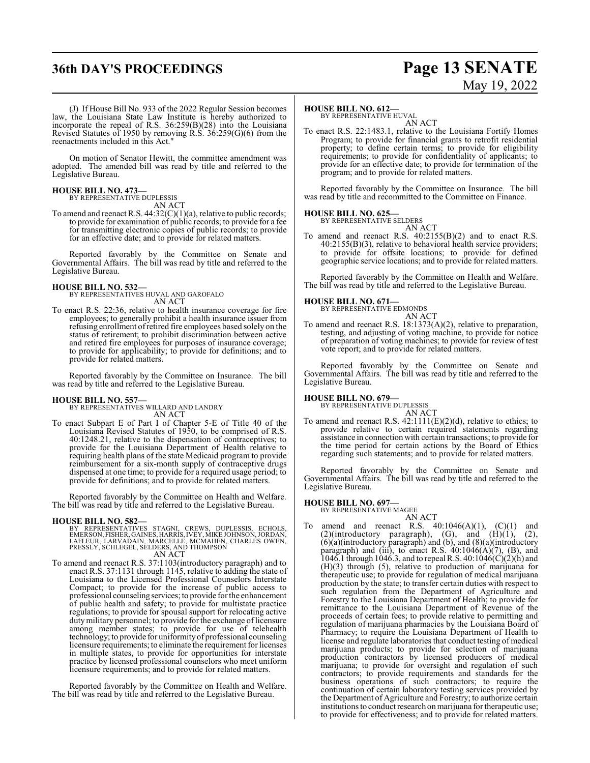(J) If House Bill No. 933 of the 2022 Regular Session becomes law, the Louisiana State Law Institute is hereby authorized to incorporate the repeal of R.S. 36:259(B)(28) into the Louisiana Revised Statutes of 1950 by removing R.S. 36:259(G)(6) from the reenactments included in this Act."

On motion of Senator Hewitt, the committee amendment was adopted. The amended bill was read by title and referred to the Legislative Bureau.

**HOUSE BILL NO. 473—**
BY REPRESENTATIVE DUPLESSIS
AN ACT

To amend and reenact R.S. 44:32(C)(1)(a), relative to public records; to provide for examination of public records; to provide for a fee for transmitting electronic copies of public records; to provide for an effective date; and to provide for related matters.

Reported favorably by the Committee on Senate and Governmental Affairs. The bill was read by title and referred to the Legislative Bureau.

**HOUSE BILL NO. 532—**
BY REPRESENTATIVES HUVAL AND GAROFALO
AN ACT

To enact R.S. 22:36, relative to health insurance coverage for fire employees; to generally prohibit a health insurance issuer from refusing enrollment of retired fire employees based solely on the status of retirement; to prohibit discrimination between active and retired fire employees for purposes of insurance coverage; to provide for applicability; to provide for definitions; and to provide for related matters.

Reported favorably by the Committee on Insurance. The bill was read by title and referred to the Legislative Bureau.

**HOUSE BILL NO. 557—**
BY REPRESENTATIVES WILLARD AND LANDRY
AN ACT

To enact Subpart E of Part I of Chapter 5-E of Title 40 of the Louisiana Revised Statutes of 1950, to be comprised of R.S. 40:1248.21, relative to the dispensation of contraceptives; to provide for the Louisiana Department of Health relative to requiring health plans of the state Medicaid program to provide reimbursement for a six-month supply of contraceptive drugs dispensed at one time; to provide for a required usage period; to provide for definitions; and to provide for related matters.

Reported favorably by the Committee on Health and Welfare. The bill was read by title and referred to the Legislative Bureau.

**HOUSE BILL NO. 582—**
BY REPRESENTATIVES STAGNI, CREWS, DUPLESSIS, ECHOLS, EMERSON, FISHER, GAINES, HARRIS, IVEY, MIKE JOHNSON, JORDAN, LAFLEUR, LARVADAIN, MARCELLE, MCMAHEN, CHARLES OWEN, PRESSLY, SCHLEGEL, SELDERS, AND THOMPSON
AN ACT

To amend and reenact R.S. 37:1103(introductory paragraph) and to enact R.S. 37:1131 through 1145, relative to adding the state of Louisiana to the Licensed Professional Counselors Interstate Compact; to provide for the increase of public access to professional counseling services; to provide for the enhancement of public health and safety; to provide for multistate practice regulations; to provide for spousal support for relocating active duty military personnel; to provide for the exchange of licensure among member states; to provide for use of telehealth technology; to provide for uniformity of professional counseling licensure requirements; to eliminate the requirement for licenses in multiple states, to provide for opportunities for interstate practice by licensed professional counselors who meet uniform licensure requirements; and to provide for related matters.

Reported favorably by the Committee on Health and Welfare. The bill was read by title and referred to the Legislative Bureau.

**HOUSE BILL NO. 612—**
BY REPRESENTATIVE HUVAL
AN ACT

To enact R.S. 22:1483.1, relative to the Louisiana Fortify Homes Program; to provide for financial grants to retrofit residential property; to define certain terms; to provide for eligibility requirements; to provide for confidentiality of applicants; to provide for an effective date; to provide for termination of the program; and to provide for related matters.

Reported favorably by the Committee on Insurance. The bill was read by title and recommitted to the Committee on Finance.

**HOUSE BILL NO. 625—**
BY REPRESENTATIVE SELDERS
AN ACT

To amend and reenact R.S. 40:2155(B)(2) and to enact R.S. 40:2155(B)(3), relative to behavioral health service providers; to provide for offsite locations; to provide for defined geographic service locations; and to provide for related matters.

Reported favorably by the Committee on Health and Welfare. The bill was read by title and referred to the Legislative Bureau.

**HOUSE BILL NO. 671—**
BY REPRESENTATIVE EDMONDS
AN ACT

To amend and reenact R.S. 18:1373(A)(2), relative to preparation, testing, and adjusting of voting machine, to provide for notice of preparation of voting machines; to provide for review of test vote report; and to provide for related matters.

Reported favorably by the Committee on Senate and Governmental Affairs. The bill was read by title and referred to the Legislative Bureau.

**HOUSE BILL NO. 679—**
BY REPRESENTATIVE DUPLESSIS
AN ACT

To amend and reenact R.S. 42:1111(E)(2)(d), relative to ethics; to provide relative to certain required statements regarding assistance in connection with certain transactions; to provide for the time period for certain actions by the Board of Ethics regarding such statements; and to provide for related matters.

Reported favorably by the Committee on Senate and Governmental Affairs. The bill was read by title and referred to the Legislative Bureau.

**HOUSE BILL NO. 697—**
BY REPRESENTATIVE MAGEE
AN ACT

To amend and reenact R.S. 40:1046(A)(1), (C)(1) and (2)(introductory paragraph), (G), and (H)(1), (2), (6)(a)(introductory paragraph) and (b), and (8)(a)(introductory paragraph) and (iii), to enact R.S. 40:1046(A)(7), (B), and 1046.1 through 1046.3, and to repeal R.S. 40:1046(C)(2)(h) and (H)(3) through (5), relative to production of marijuana for therapeutic use; to provide for regulation of medical marijuana production by the state; to transfer certain duties with respect to such regulation from the Department of Agriculture and Forestry to the Louisiana Department of Health; to provide for remittance to the Louisiana Department of Revenue of the proceeds of certain fees; to provide relative to permitting and regulation of marijuana pharmacies by the Louisiana Board of Pharmacy; to require the Louisiana Department of Health to license and regulate laboratories that conduct testing of medical marijuana products; to provide for selection of marijuana production contractors by licensed producers of medical marijuana; to provide for oversight and regulation of such contractors; to provide requirements and standards for the business operations of such contractors; to require the continuation of certain laboratory testing services provided by the Department of Agriculture and Forestry; to authorize certain institutions to conduct research on marijuana for therapeutic use; to provide for effectiveness; and to provide for related matters.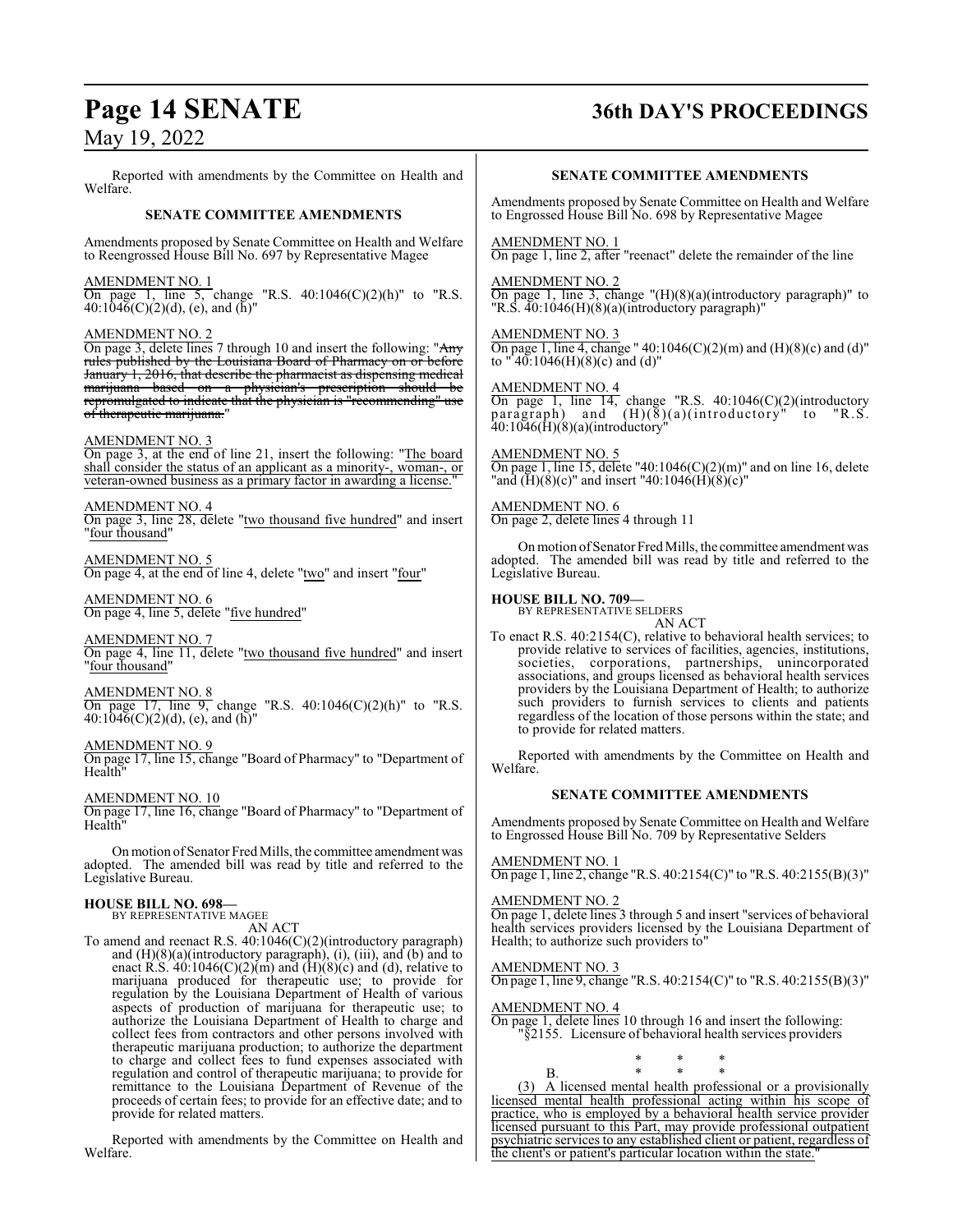Reported with amendments by the Committee on Health and Welfare.

**SENATE COMMITTEE AMENDMENTS**

Amendments proposed by Senate Committee on Health and Welfare to Reengrossed House Bill No. 697 by Representative Magee

AMENDMENT NO. 1
On page 1, line 5, change "R.S. 40:1046(C)(2)(h)" to "R.S. 40:1046(C)(2)(d), (e), and (h)"

AMENDMENT NO. 2
On page 3, delete lines 7 through 10 and insert the following: "~~Any rules published by the Louisiana Board of Pharmacy on or before January 1, 2016, that describe the pharmacist as dispensing medical marijuana based on a physician's prescription should be repromulgated to indicate that the physician is "recommending" use of therapeutic marijuana.~~"

AMENDMENT NO. 3
On page 3, at the end of line 21, insert the following: "The board shall consider the status of an applicant as a minority-, woman-, or veteran-owned business as a primary factor in awarding a license."

AMENDMENT NO. 4
On page 3, line 28, delete "two thousand five hundred" and insert "four thousand"

AMENDMENT NO. 5
On page 4, at the end of line 4, delete "two" and insert "four"

AMENDMENT NO. 6
On page 4, line 5, delete "five hundred"

AMENDMENT NO. 7
On page 4, line 11, delete "two thousand five hundred" and insert "four thousand"

AMENDMENT NO. 8
On page 17, line 9, change "R.S. 40:1046(C)(2)(h)" to "R.S. 40:1046(C)(2)(d), (e), and (h)"

AMENDMENT NO. 9
On page 17, line 15, change "Board of Pharmacy" to "Department of Health"

AMENDMENT NO. 10
On page 17, line 16, change "Board of Pharmacy" to "Department of Health"

On motion of Senator Fred Mills, the committee amendment was adopted. The amended bill was read by title and referred to the Legislative Bureau.

**HOUSE BILL NO. 698—**
BY REPRESENTATIVE MAGEE
AN ACT

To amend and reenact R.S. 40:1046(C)(2)(introductory paragraph) and (H)(8)(a)(introductory paragraph), (i), (iii), and (b) and to enact R.S. 40:1046(C)(2)(m) and (H)(8)(c) and (d), relative to marijuana produced for therapeutic use; to provide for regulation by the Louisiana Department of Health of various aspects of production of marijuana for therapeutic use; to authorize the Louisiana Department of Health to charge and collect fees from contractors and other persons involved with therapeutic marijuana production; to authorize the department to charge and collect fees to fund expenses associated with regulation and control of therapeutic marijuana; to provide for remittance to the Louisiana Department of Revenue of the proceeds of certain fees; to provide for an effective date; and to provide for related matters.

Reported with amendments by the Committee on Health and Welfare.

**SENATE COMMITTEE AMENDMENTS**

Amendments proposed by Senate Committee on Health and Welfare to Engrossed House Bill No. 698 by Representative Magee

AMENDMENT NO. 1
On page 1, line 2, after "reenact" delete the remainder of the line

AMENDMENT NO. 2
On page 1, line 3, change "(H)(8)(a)(introductory paragraph)" to "R.S. 40:1046(H)(8)(a)(introductory paragraph)"

AMENDMENT NO. 3
On page 1, line 4, change " 40:1046(C)(2)(m) and (H)(8)(c) and (d)" to " 40:1046(H)(8)(c) and (d)"

AMENDMENT NO. 4
On page 1, line 14, change "R.S. 40:1046(C)(2)(introductory paragraph) and (H)(8)(a)(introductory" to "R.S. 40:1046(H)(8)(a)(introductory"

AMENDMENT NO. 5
On page 1, line 15, delete "40:1046(C)(2)(m)" and on line 16, delete "and (H)(8)(c)" and insert "40:1046(H)(8)(c)"

AMENDMENT NO. 6
On page 2, delete lines 4 through 11

On motion of Senator Fred Mills, the committee amendment was adopted. The amended bill was read by title and referred to the Legislative Bureau.

**HOUSE BILL NO. 709—**
BY REPRESENTATIVE SELDERS
AN ACT

To enact R.S. 40:2154(C), relative to behavioral health services; to provide relative to services of facilities, agencies, institutions, societies, corporations, partnerships, unincorporated associations, and groups licensed as behavioral health services providers by the Louisiana Department of Health; to authorize such providers to furnish services to clients and patients regardless of the location of those persons within the state; and to provide for related matters.

Reported with amendments by the Committee on Health and Welfare.

**SENATE COMMITTEE AMENDMENTS**

Amendments proposed by Senate Committee on Health and Welfare to Engrossed House Bill No. 709 by Representative Selders

AMENDMENT NO. 1
On page 1, line 2, change "R.S. 40:2154(C)" to "R.S. 40:2155(B)(3)"

AMENDMENT NO. 2
On page 1, delete lines 3 through 5 and insert "services of behavioral health services providers licensed by the Louisiana Department of Health; to authorize such providers to"

AMENDMENT NO. 3
On page 1, line 9, change "R.S. 40:2154(C)" to "R.S. 40:2155(B)(3)"

AMENDMENT NO. 4
On page 1, delete lines 10 through 16 and insert the following:
"§2155. Licensure of behavioral health services providers

\* \* \*

B. \* \* \*

(3) A licensed mental health professional or a provisionally licensed mental health professional acting within his scope of practice, who is employed by a behavioral health service provider licensed pursuant to this Part, may provide professional outpatient psychiatric services to any established client or patient, regardless of the client's or patient's particular location within the state."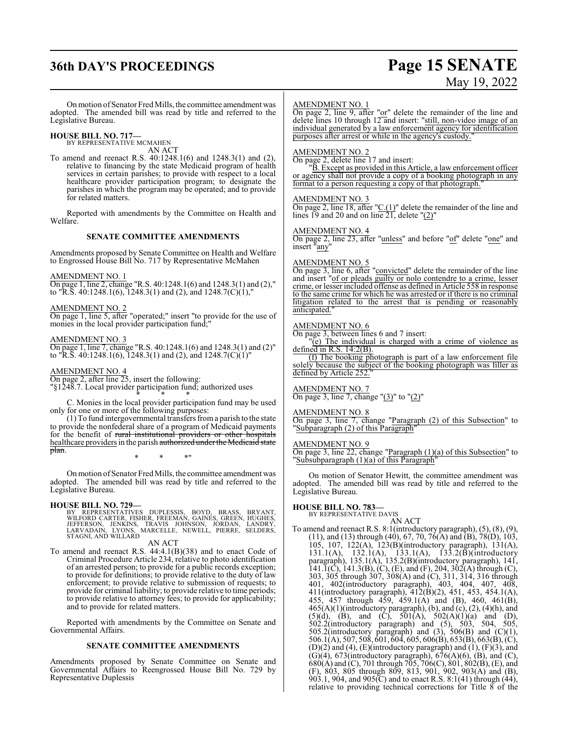On motion of Senator Fred Mills, the committee amendment was adopted. The amended bill was read by title and referred to the Legislative Bureau.

**HOUSE BILL NO. 717—**
BY REPRESENTATIVE MCMAHEN

AN ACT

To amend and reenact R.S. 40:1248.1(6) and 1248.3(1) and (2), relative to financing by the state Medicaid program of health services in certain parishes; to provide with respect to a local healthcare provider participation program; to designate the parishes in which the program may be operated; and to provide for related matters.

Reported with amendments by the Committee on Health and Welfare.

**SENATE COMMITTEE AMENDMENTS**

Amendments proposed by Senate Committee on Health and Welfare to Engrossed House Bill No. 717 by Representative McMahen

AMENDMENT NO. 1

On page 1, line 2, change "R.S. 40:1248.1(6) and 1248.3(1) and (2)," to "R.S. 40:1248.1(6), 1248.3(1) and (2), and 1248.7(C)(1),"

AMENDMENT NO. 2

On page 1, line 5, after "operated;" insert "to provide for the use of monies in the local provider participation fund;"

AMENDMENT NO. 3

On page 1, line 7, change "R.S. 40:1248.1(6) and 1248.3(1) and (2)" to "R.S. 40:1248.1(6), 1248.3(1) and (2), and 1248.7(C)(1)"

AMENDMENT NO. 4

On page 2, after line 25, insert the following:

"§1248.7. Local provider participation fund; authorized uses

\* \* \*

C. Monies in the local provider participation fund may be used only for one or more of the following purposes:

(1) To fund intergovernmental transfers from a parish to the state to provide the nonfederal share of a program of Medicaid payments for the benefit of ~~rural institutional providers or other hospitals~~ healthcare providers in the parish ~~authorized under the Medicaid state plan~~.

\* \* \*"

On motion of Senator Fred Mills, the committee amendment was adopted. The amended bill was read by title and referred to the Legislative Bureau.

**HOUSE BILL NO. 729—**
BY REPRESENTATIVES DUPLESSIS, BOYD, BRASS, BRYANT, WILFORD CARTER, FISHER, FREEMAN, GAINES, GREEN, HUGHES, JEFFERSON, JENKINS, TRAVIS JOHNSON, JORDAN, LANDRY, LARVADAIN, LYONS, MARCELLE, NEWELL, PIERRE, SELDERS, STAGNI, AND WILLARD

AN ACT

To amend and reenact R.S. 44:4.1(B)(38) and to enact Code of Criminal Procedure Article 234, relative to photo identification of an arrested person; to provide for a public records exception; to provide for definitions; to provide relative to the duty of law enforcement; to provide relative to submission of requests; to provide for criminal liability; to provide relative to time periods; to provide relative to attorney fees; to provide for applicability; and to provide for related matters.

Reported with amendments by the Committee on Senate and Governmental Affairs.

**SENATE COMMITTEE AMENDMENTS**

Amendments proposed by Senate Committee on Senate and Governmental Affairs to Reengrossed House Bill No. 729 by Representative Duplessis

AMENDMENT NO. 1

On page 2, line 9, after "or" delete the remainder of the line and delete lines 10 through 12 and insert: "still, non-video image of an individual generated by a law enforcement agency for identification purposes after arrest or while in the agency's custody."

AMENDMENT NO. 2

On page 2, delete line 17 and insert:

"B. Except as provided in this Article, a law enforcement officer or agency shall not provide a copy of a booking photograph in any format to a person requesting a copy of that photograph."

AMENDMENT NO. 3

On page 2, line 18, after "C.(1)" delete the remainder of the line and lines 19 and 20 and on line 21, delete "(2)"

AMENDMENT NO. 4

On page 2, line 23, after "unless" and before "of" delete "one" and insert "any"

AMENDMENT NO. 5

On page 3, line 6, after "convicted" delete the remainder of the line and insert "of or pleads guilty or nolo contendre to a crime, lesser crime, or lesser included offense as defined in Article 558 in response to the same crime for which he was arrested or if there is no criminal litigation related to the arrest that is pending or reasonably anticipated."

AMENDMENT NO. 6

On page 3, between lines 6 and 7 insert:

"(e) The individual is charged with a crime of violence as defined in R.S. 14:2(B).

(f) The booking photograph is part of a law enforcement file solely because the subject of the booking photograph was filler as defined by Article 252."

AMENDMENT NO. 7

On page 3, line 7, change "(3)" to "(2)"

AMENDMENT NO. 8

On page 3, line 7, change "Paragraph (2) of this Subsection" to "Subparagraph (2) of this Paragraph"

AMENDMENT NO. 9

On page 3, line 22, change "Paragraph (1)(a) of this Subsection" to "Subsubparagraph (1)(a) of this Paragraph"

On motion of Senator Hewitt, the committee amendment was adopted. The amended bill was read by title and referred to the Legislative Bureau.

**HOUSE BILL NO. 783—**
BY REPRESENTATIVE DAVIS

AN ACT

To amend and reenact R.S. 8:1(introductory paragraph), (5), (8), (9), (11), and (13) through (40), 67, 70, 76(A) and (B), 78(D), 103, 105, 107, 122(A), 123(B)(introductory paragraph), 131(A), 131.1(A), 132.1(A), 133.1(A), 133.2(B)(introductory paragraph), 135.1(A), 135.2(B)(introductory paragraph), 141, 141.1(C), 141.3(B), (C), (E), and (F), 204, 302(A) through (C), 303, 305 through 307, 308(A) and (C), 311, 314, 316 through 401, 402(introductory paragraph), 403, 404, 407, 408, 411(introductory paragraph), 412(B)(2), 451, 453, 454.1(A), 455, 457 through 459, 459.1(A) and (B), 460, 461(B), 465(A)(1)(introductory paragraph), (b), and (c), (2), (4)(h), and (5)(d), (B), and (C), 501(A), 502(A)(1)(a) and (D), 502.2(introductory paragraph) and (5), 503, 504, 505, 505.2(introductory paragraph) and (3), 506(B) and (C)(1), 506.1(A), 507, 508, 601, 604, 605, 606(B), 653(B), 663(B), (C), (D)(2) and (4), (E)(introductory paragraph) and (1), (F)(3), and (G)(4), 673(introductory paragraph), 676(A)(6), (B), and (C), 680(A) and (C), 701 through 705, 706(C), 801, 802(B), (E), and (F), 803, 805 through 809, 813, 901, 902, 903(A) and (B), 903.1, 904, and 905(C) and to enact R.S. 8:1(41) through (44), relative to providing technical corrections for Title 8 of the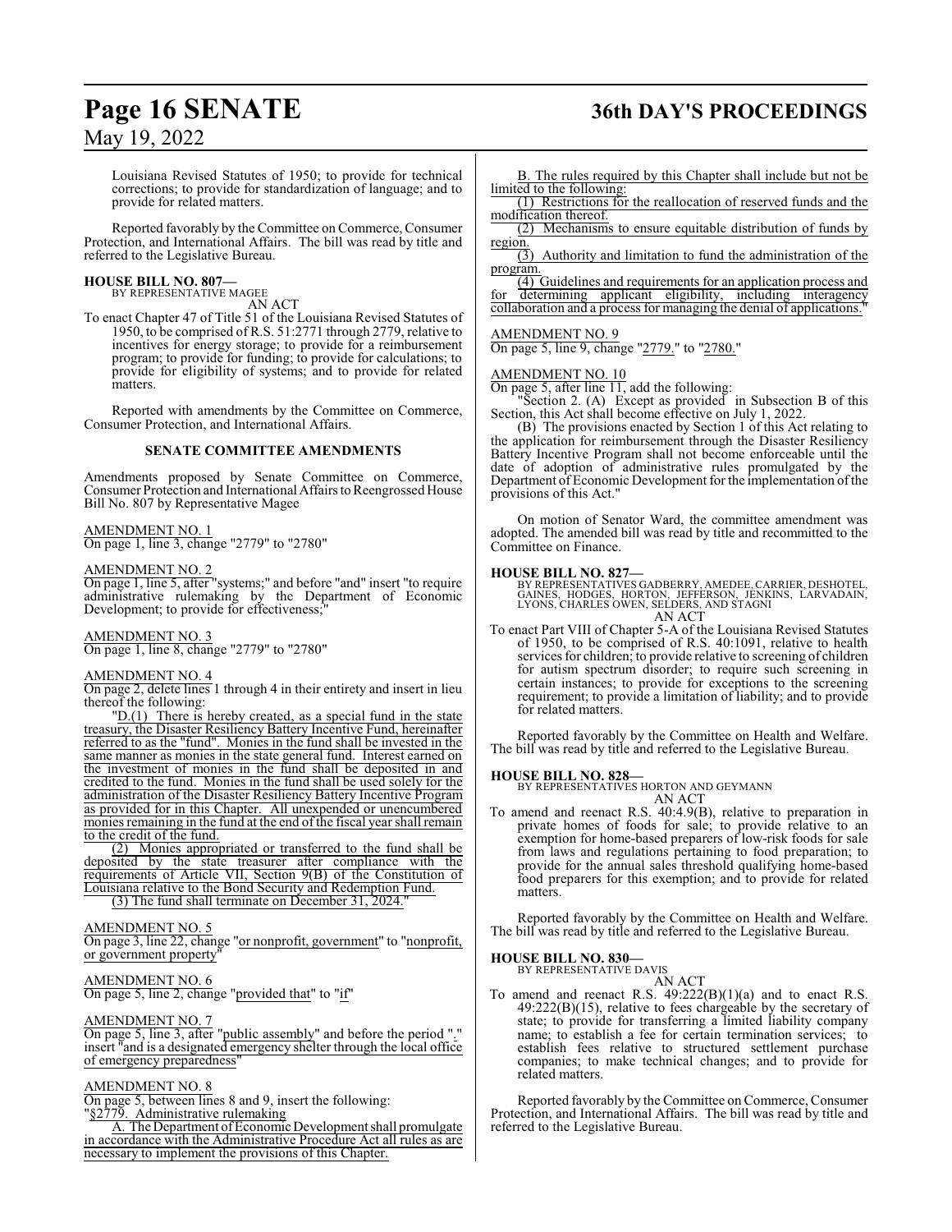Louisiana Revised Statutes of 1950; to provide for technical corrections; to provide for standardization of language; and to provide for related matters.

Reported favorably by the Committee on Commerce, Consumer Protection, and International Affairs. The bill was read by title and referred to the Legislative Bureau.

**HOUSE BILL NO. 807—**
BY REPRESENTATIVE MAGEE
AN ACT

To enact Chapter 47 of Title 51 of the Louisiana Revised Statutes of 1950, to be comprised of R.S. 51:2771 through 2779, relative to incentives for energy storage; to provide for a reimbursement program; to provide for funding; to provide for calculations; to provide for eligibility of systems; and to provide for related matters.

Reported with amendments by the Committee on Commerce, Consumer Protection, and International Affairs.

**SENATE COMMITTEE AMENDMENTS**

Amendments proposed by Senate Committee on Commerce, Consumer Protection and International Affairs to Reengrossed House Bill No. 807 by Representative Magee

AMENDMENT NO. 1
On page 1, line 3, change "2779" to "2780"

AMENDMENT NO. 2
On page 1, line 5, after "systems;" and before "and" insert "to require administrative rulemaking by the Department of Economic Development; to provide for effectiveness;"

AMENDMENT NO. 3
On page 1, line 8, change "2779" to "2780"

AMENDMENT NO. 4
On page 2, delete lines 1 through 4 in their entirety and insert in lieu thereof the following:

"D.(1) There is hereby created, as a special fund in the state treasury, the Disaster Resiliency Battery Incentive Fund, hereinafter referred to as the "fund". Monies in the fund shall be invested in the same manner as monies in the state general fund. Interest earned on the investment of monies in the fund shall be deposited in and credited to the fund. Monies in the fund shall be used solely for the administration of the Disaster Resiliency Battery Incentive Program as provided for in this Chapter. All unexpended or unencumbered monies remaining in the fund at the end of the fiscal year shall remain to the credit of the fund.

(2) Monies appropriated or transferred to the fund shall be deposited by the state treasurer after compliance with the requirements of Article VII, Section 9(B) of the Constitution of Louisiana relative to the Bond Security and Redemption Fund.

(3) The fund shall terminate on December 31, 2024."

AMENDMENT NO. 5
On page 3, line 22, change "or nonprofit, government" to "nonprofit, or government property"

AMENDMENT NO. 6
On page 5, line 2, change "provided that" to "if"

AMENDMENT NO. 7
On page 5, line 3, after "public assembly" and before the period "." insert "and is a designated emergency shelter through the local office of emergency preparedness"

AMENDMENT NO. 8
On page 5, between lines 8 and 9, insert the following:

"§2779. Administrative rulemaking

A. The Department of Economic Development shall promulgate in accordance with the Administrative Procedure Act all rules as are necessary to implement the provisions of this Chapter.

B. The rules required by this Chapter shall include but not be limited to the following:

(1) Restrictions for the reallocation of reserved funds and the modification thereof.

(2) Mechanisms to ensure equitable distribution of funds by region.

(3) Authority and limitation to fund the administration of the program.

(4) Guidelines and requirements for an application process and for determining applicant eligibility, including interagency collaboration and a process for managing the denial of applications."

AMENDMENT NO. 9
On page 5, line 9, change "2779." to "2780."

AMENDMENT NO. 10
On page 5, after line 11, add the following:

"Section 2. (A) Except as provided in Subsection B of this Section, this Act shall become effective on July 1, 2022.

(B) The provisions enacted by Section 1 of this Act relating to the application for reimbursement through the Disaster Resiliency Battery Incentive Program shall not become enforceable until the date of adoption of administrative rules promulgated by the Department of Economic Development for the implementation of the provisions of this Act."

On motion of Senator Ward, the committee amendment was adopted. The amended bill was read by title and recommitted to the Committee on Finance.

**HOUSE BILL NO. 827—**
BY REPRESENTATIVES GADBERRY, AMEDEE, CARRIER, DESHOTEL, GAINES, HODGES, HORTON, JEFFERSON, JENKINS, LARVADAIN, LYONS, CHARLES OWEN, SELDERS, AND STAGNI
AN ACT

To enact Part VIII of Chapter 5-A of the Louisiana Revised Statutes of 1950, to be comprised of R.S. 40:1091, relative to health services for children; to provide relative to screening of children for autism spectrum disorder; to require such screening in certain instances; to provide for exceptions to the screening requirement; to provide a limitation of liability; and to provide for related matters.

Reported favorably by the Committee on Health and Welfare. The bill was read by title and referred to the Legislative Bureau.

**HOUSE BILL NO. 828—**
BY REPRESENTATIVES HORTON AND GEYMANN
AN ACT

To amend and reenact R.S. 40:4.9(B), relative to preparation in private homes of foods for sale; to provide relative to an exemption for home-based preparers of low-risk foods for sale from laws and regulations pertaining to food preparation; to provide for the annual sales threshold qualifying home-based food preparers for this exemption; and to provide for related matters.

Reported favorably by the Committee on Health and Welfare. The bill was read by title and referred to the Legislative Bureau.

**HOUSE BILL NO. 830—**
BY REPRESENTATIVE DAVIS
AN ACT

To amend and reenact R.S. 49:222(B)(1)(a) and to enact R.S. 49:222(B)(15), relative to fees chargeable by the secretary of state; to provide for transferring a limited liability company name; to establish a fee for certain termination services; to establish fees relative to structured settlement purchase companies; to make technical changes; and to provide for related matters.

Reported favorably by the Committee on Commerce, Consumer Protection, and International Affairs. The bill was read by title and referred to the Legislative Bureau.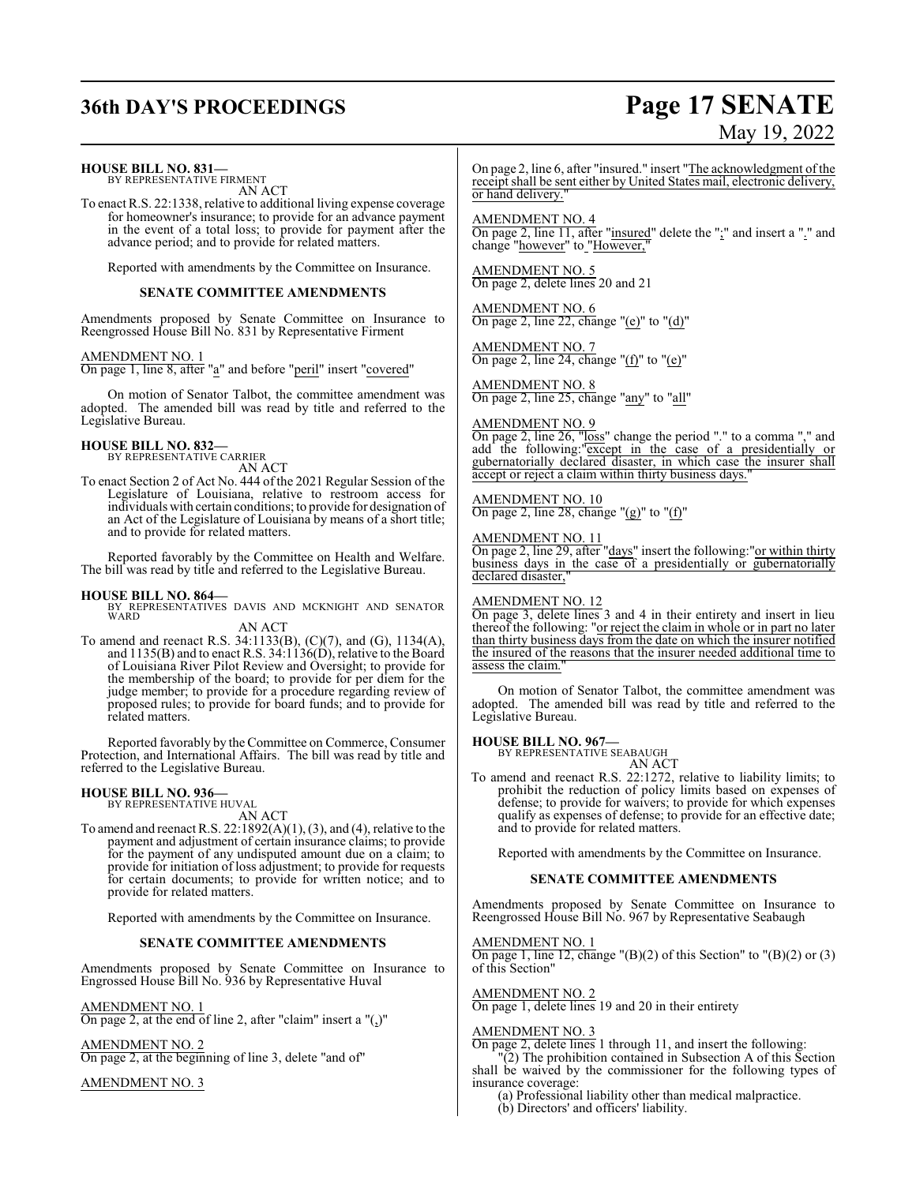**HOUSE BILL NO. 831—**
BY REPRESENTATIVE FIRMENT
AN ACT

To enact R.S. 22:1338, relative to additional living expense coverage for homeowner's insurance; to provide for an advance payment in the event of a total loss; to provide for payment after the advance period; and to provide for related matters.

Reported with amendments by the Committee on Insurance.

**SENATE COMMITTEE AMENDMENTS**

Amendments proposed by Senate Committee on Insurance to Reengrossed House Bill No. 831 by Representative Firment

AMENDMENT NO. 1
On page 1, line 8, after "a" and before "peril" insert "covered"

On motion of Senator Talbot, the committee amendment was adopted. The amended bill was read by title and referred to the Legislative Bureau.

**HOUSE BILL NO. 832—**
BY REPRESENTATIVE CARRIER
AN ACT

To enact Section 2 of Act No. 444 of the 2021 Regular Session of the Legislature of Louisiana, relative to restroom access for individuals with certain conditions; to provide for designation of an Act of the Legislature of Louisiana by means of a short title; and to provide for related matters.

Reported favorably by the Committee on Health and Welfare. The bill was read by title and referred to the Legislative Bureau.

**HOUSE BILL NO. 864—**
BY REPRESENTATIVES DAVIS AND MCKNIGHT AND SENATOR WARD
AN ACT

To amend and reenact R.S. 34:1133(B), (C)(7), and (G), 1134(A), and 1135(B) and to enact R.S. 34:1136(D), relative to the Board of Louisiana River Pilot Review and Oversight; to provide for the membership of the board; to provide for per diem for the judge member; to provide for a procedure regarding review of proposed rules; to provide for board funds; and to provide for related matters.

Reported favorably by the Committee on Commerce, Consumer Protection, and International Affairs. The bill was read by title and referred to the Legislative Bureau.

**HOUSE BILL NO. 936—**
BY REPRESENTATIVE HUVAL
AN ACT

To amend and reenact R.S. 22:1892(A)(1), (3), and (4), relative to the payment and adjustment of certain insurance claims; to provide for the payment of any undisputed amount due on a claim; to provide for initiation of loss adjustment; to provide for requests for certain documents; to provide for written notice; and to provide for related matters.

Reported with amendments by the Committee on Insurance.

**SENATE COMMITTEE AMENDMENTS**

Amendments proposed by Senate Committee on Insurance to Engrossed House Bill No. 936 by Representative Huval

AMENDMENT NO. 1
On page 2, at the end of line 2, after "claim" insert a "(,)"

AMENDMENT NO. 2
On page 2, at the beginning of line 3, delete "and of"

AMENDMENT NO. 3
On page 2, line 6, after "insured." insert "The acknowledgment of the receipt shall be sent either by United States mail, electronic delivery, or hand delivery."

AMENDMENT NO. 4
On page 2, line 11, after "insured" delete the ";" and insert a "." and change "however" to "However,"

AMENDMENT NO. 5
On page 2, delete lines 20 and 21

AMENDMENT NO. 6
On page 2, line 22, change "(e)" to "(d)"

AMENDMENT NO. 7
On page 2, line 24, change "(f)" to "(e)"

AMENDMENT NO. 8
On page 2, line 25, change "any" to "all"

AMENDMENT NO. 9
On page 2, line 26, "loss" change the period "." to a comma "," and add the following:"except in the case of a presidentially or gubernatorially declared disaster, in which case the insurer shall accept or reject a claim within thirty business days."

AMENDMENT NO. 10
On page 2, line 28, change "(g)" to "(f)"

AMENDMENT NO. 11
On page 2, line 29, after "days" insert the following:"or within thirty business days in the case of a presidentially or gubernatorially declared disaster,"

AMENDMENT NO. 12
On page 3, delete lines 3 and 4 in their entirety and insert in lieu thereof the following: "or reject the claim in whole or in part no later than thirty business days from the date on which the insurer notified the insured of the reasons that the insurer needed additional time to assess the claim."

On motion of Senator Talbot, the committee amendment was adopted. The amended bill was read by title and referred to the Legislative Bureau.

**HOUSE BILL NO. 967—**
BY REPRESENTATIVE SEABAUGH
AN ACT

To amend and reenact R.S. 22:1272, relative to liability limits; to prohibit the reduction of policy limits based on expenses of defense; to provide for waivers; to provide for which expenses qualify as expenses of defense; to provide for an effective date; and to provide for related matters.

Reported with amendments by the Committee on Insurance.

**SENATE COMMITTEE AMENDMENTS**

Amendments proposed by Senate Committee on Insurance to Reengrossed House Bill No. 967 by Representative Seabaugh

AMENDMENT NO. 1
On page 1, line 12, change "(B)(2) of this Section" to "(B)(2) or (3) of this Section"

AMENDMENT NO. 2
On page 1, delete lines 19 and 20 in their entirety

AMENDMENT NO. 3
On page 2, delete lines 1 through 11, and insert the following:

"(2) The prohibition contained in Subsection A of this Section shall be waived by the commissioner for the following types of insurance coverage:

(a) Professional liability other than medical malpractice.

(b) Directors' and officers' liability.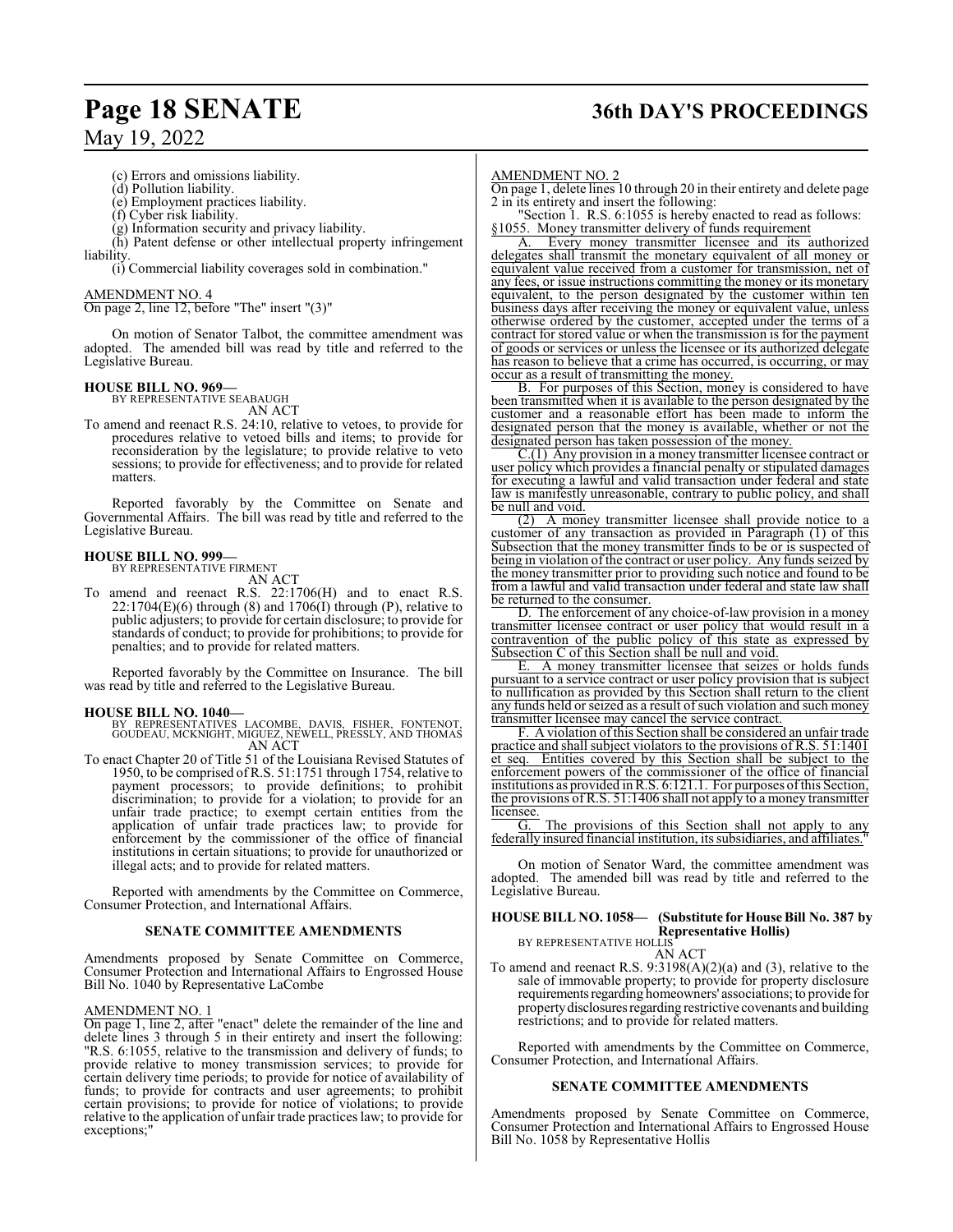(c) Errors and omissions liability.

(d) Pollution liability.

(e) Employment practices liability.

(f) Cyber risk liability.

(g) Information security and privacy liability.

(h) Patent defense or other intellectual property infringement liability.

(i) Commercial liability coverages sold in combination."

AMENDMENT NO. 4

On page 2, line 12, before "The" insert "(3)"

On motion of Senator Talbot, the committee amendment was adopted. The amended bill was read by title and referred to the Legislative Bureau.

**HOUSE BILL NO. 969—**
BY REPRESENTATIVE SEABAUGH
AN ACT

To amend and reenact R.S. 24:10, relative to vetoes, to provide for procedures relative to vetoed bills and items; to provide for reconsideration by the legislature; to provide relative to veto sessions; to provide for effectiveness; and to provide for related matters.

Reported favorably by the Committee on Senate and Governmental Affairs. The bill was read by title and referred to the Legislative Bureau.

**HOUSE BILL NO. 999—**
BY REPRESENTATIVE FIRMENT
AN ACT

To amend and reenact R.S. 22:1706(H) and to enact R.S. 22:1704(E)(6) through (8) and 1706(I) through (P), relative to public adjusters; to provide for certain disclosure; to provide for standards of conduct; to provide for prohibitions; to provide for penalties; and to provide for related matters.

Reported favorably by the Committee on Insurance. The bill was read by title and referred to the Legislative Bureau.

**HOUSE BILL NO. 1040—**
BY REPRESENTATIVES LACOMBE, DAVIS, FISHER, FONTENOT, GOUDEAU, MCKNIGHT, MIGUEZ, NEWELL, PRESSLY, AND THOMAS
AN ACT

To enact Chapter 20 of Title 51 of the Louisiana Revised Statutes of 1950, to be comprised of R.S. 51:1751 through 1754, relative to payment processors; to provide definitions; to prohibit discrimination; to provide for a violation; to provide for an unfair trade practice; to exempt certain entities from the application of unfair trade practices law; to provide for enforcement by the commissioner of the office of financial institutions in certain situations; to provide for unauthorized or illegal acts; and to provide for related matters.

Reported with amendments by the Committee on Commerce, Consumer Protection, and International Affairs.

**SENATE COMMITTEE AMENDMENTS**

Amendments proposed by Senate Committee on Commerce, Consumer Protection and International Affairs to Engrossed House Bill No. 1040 by Representative LaCombe

AMENDMENT NO. 1

On page 1, line 2, after "enact" delete the remainder of the line and delete lines 3 through 5 in their entirety and insert the following: "R.S. 6:1055, relative to the transmission and delivery of funds; to provide relative to money transmission services; to provide for certain delivery time periods; to provide for notice of availability of funds; to provide for contracts and user agreements; to prohibit certain provisions; to provide for notice of violations; to provide relative to the application of unfair trade practices law; to provide for exceptions;"

AMENDMENT NO. 2

On page 1, delete lines 10 through 20 in their entirety and delete page 2 in its entirety and insert the following:

"Section 1. R.S. 6:1055 is hereby enacted to read as follows:

§1055. Money transmitter delivery of funds requirement

A. Every money transmitter licensee and its authorized delegates shall transmit the monetary equivalent of all money or equivalent value received from a customer for transmission, net of any fees, or issue instructions committing the money or its monetary equivalent, to the person designated by the customer within ten business days after receiving the money or equivalent value, unless otherwise ordered by the customer, accepted under the terms of a contract for stored value or when the transmission is for the payment of goods or services or unless the licensee or its authorized delegate has reason to believe that a crime has occurred, is occurring, or may occur as a result of transmitting the money.

B. For purposes of this Section, money is considered to have been transmitted when it is available to the person designated by the customer and a reasonable effort has been made to inform the designated person that the money is available, whether or not the designated person has taken possession of the money.

C.(1) Any provision in a money transmitter licensee contract or user policy which provides a financial penalty or stipulated damages for executing a lawful and valid transaction under federal and state law is manifestly unreasonable, contrary to public policy, and shall be null and void.

(2) A money transmitter licensee shall provide notice to a customer of any transaction as provided in Paragraph (1) of this Subsection that the money transmitter finds to be or is suspected of being in violation of the contract or user policy. Any funds seized by the money transmitter prior to providing such notice and found to be from a lawful and valid transaction under federal and state law shall be returned to the consumer.

D. The enforcement of any choice-of-law provision in a money transmitter licensee contract or user policy that would result in a contravention of the public policy of this state as expressed by Subsection C of this Section shall be null and void.

E. A money transmitter licensee that seizes or holds funds pursuant to a service contract or user policy provision that is subject to nullification as provided by this Section shall return to the client any funds held or seized as a result of such violation and such money transmitter licensee may cancel the service contract.

F. A violation of this Section shall be considered an unfair trade practice and shall subject violators to the provisions of R.S. 51:1401 et seq. Entities covered by this Section shall be subject to the enforcement powers of the commissioner of the office of financial institutions as provided in R.S. 6:121.1. For purposes of this Section, the provisions of R.S. 51:1406 shall not apply to a money transmitter licensee.

G. The provisions of this Section shall not apply to any federally insured financial institution, its subsidiaries, and affiliates."

On motion of Senator Ward, the committee amendment was adopted. The amended bill was read by title and referred to the Legislative Bureau.

**HOUSE BILL NO. 1058— (Substitute for House Bill No. 387 by Representative Hollis)**
BY REPRESENTATIVE HOLLIS
AN ACT

To amend and reenact R.S. 9:3198(A)(2)(a) and (3), relative to the sale of immovable property; to provide for property disclosure requirements regarding homeowners' associations; to provide for property disclosures regarding restrictive covenants and building restrictions; and to provide for related matters.

Reported with amendments by the Committee on Commerce, Consumer Protection, and International Affairs.

**SENATE COMMITTEE AMENDMENTS**

Amendments proposed by Senate Committee on Commerce, Consumer Protection and International Affairs to Engrossed House Bill No. 1058 by Representative Hollis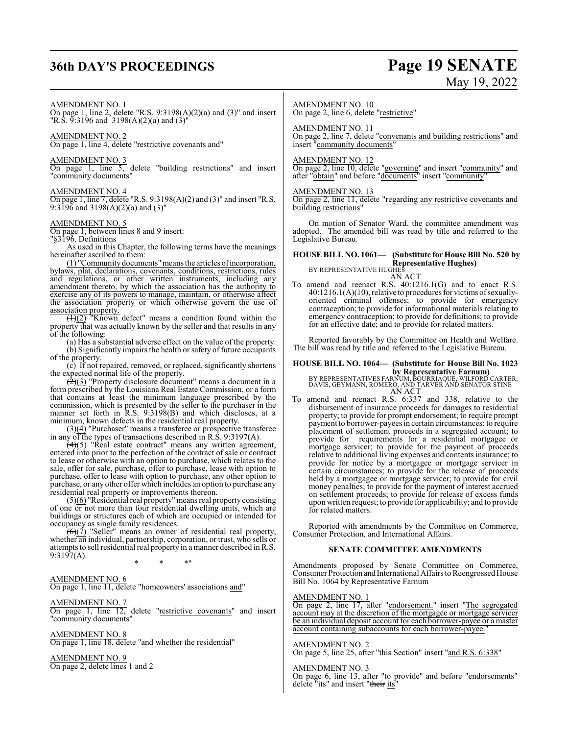AMENDMENT NO. 1

On page 1, line 2, delete "R.S. 9:3198(A)(2)(a) and (3)" and insert "R.S. 9:3196 and 3198(A)(2)(a) and (3)"

AMENDMENT NO. 2

On page 1, line 4, delete "restrictive covenants and"

AMENDMENT NO. 3

On page 1, line 5, delete "building restrictions" and insert "community documents"

AMENDMENT NO. 4

On page 1, line 7, delete "R.S. 9:3198(A)(2) and (3)" and insert "R.S. 9:3196 and 3198(A)(2)(a) and (3)"

AMENDMENT NO. 5

On page 1, between lines 8 and 9 insert:

"§3196. Definitions

As used in this Chapter, the following terms have the meanings hereinafter ascribed to them:

(1) "Community documents" means the articles of incorporation, bylaws, plat, declarations, covenants, conditions, restrictions, rules and regulations, or other written instruments, including any amendment thereto, by which the association has the authority to exercise any of its powers to manage, maintain, or otherwise affect the association property or which otherwise govern the use of association property.

~~(1)~~(2) "Known defect" means a condition found within the property that was actually known by the seller and that results in any of the following:

(a) Has a substantial adverse effect on the value of the property.

(b) Significantly impairs the health or safety of future occupants of the property.

(c) If not repaired, removed, or replaced, significantly shortens the expected normal life of the property.

~~(2)~~(3) "Property disclosure document" means a document in a form prescribed by the Louisiana Real Estate Commission, or a form that contains at least the minimum language prescribed by the commission, which is presented by the seller to the purchaser in the manner set forth in R.S. 9:3198(B) and which discloses, at a minimum, known defects in the residential real property.

~~(3)~~(4) "Purchaser" means a transferee or prospective transferee in any of the types of transactions described in R.S. 9:3197(A).

~~(4)~~(5) "Real estate contract" means any written agreement, entered into prior to the perfection of the contract of sale or contract to lease or otherwise with an option to purchase, which relates to the sale, offer for sale, purchase, offer to purchase, lease with option to purchase, offer to lease with option to purchase, any other option to purchase, or any other offer which includes an option to purchase any residential real property or improvements thereon.

~~(5)~~(6) "Residential real property" means real property consisting of one or not more than four residential dwelling units, which are buildings or structures each of which are occupied or intended for occupancy as single family residences.

~~(6)~~(7) "Seller" means an owner of residential real property, whether an individual, partnership, corporation, or trust, who sells or attempts to sell residential real property in a manner described in R.S. 9:3197(A).

\* \* \*"

AMENDMENT NO. 6

On page 1, line 11, delete "homeowners' associations and"

AMENDMENT NO. 7

On page 1, line 12, delete "restrictive covenants" and insert "community documents"

AMENDMENT NO. 8

On page 1, line 18, delete "and whether the residential"

AMENDMENT NO. 9

On page 2, delete lines 1 and 2

AMENDMENT NO. 10

On page 2, line 6, delete "restrictive"

AMENDMENT NO. 11

On page 2, line 7, delete "convenants and building restrictions" and insert "community documents"

AMENDMENT NO. 12

On page 2, line 10, delete "governing" and insert "community" and after "obtain" and before "documents" insert "community"

AMENDMENT NO. 13

On page 2, line 11, delete "regarding any restrictive covenants and building restrictions"

On motion of Senator Ward, the committee amendment was adopted. The amended bill was read by title and referred to the Legislative Bureau.

**HOUSE BILL NO. 1061— (Substitute for House Bill No. 520 by Representative Hughes)**
BY REPRESENTATIVE HUGHES
AN ACT

To amend and reenact R.S. 40:1216.1(G) and to enact R.S. 40:1216.1(A)(10), relative to procedures for victims of sexually-oriented criminal offenses; to provide for emergency contraception; to provide for informational materials relating to emergency contraception; to provide for definitions; to provide for an effective date; and to provide for related matters.

Reported favorably by the Committee on Health and Welfare. The bill was read by title and referred to the Legislative Bureau.

**HOUSE BILL NO. 1064— (Substitute for House Bill No. 1023 by Representative Farnum)**
BY REPRESENTATIVES FARNUM, BOURRIAQUE, WILFORD CARTER, DAVIS, GEYMANN, ROMERO, AND TARVER AND SENATOR STINE
AN ACT

To amend and reenact R.S. 6:337 and 338, relative to the disbursement of insurance proceeds for damages to residential property; to provide for prompt endorsement; to require prompt payment to borrower-payees in certain circumstances; to require placement of settlement proceeds in a segregated account; to provide for requirements for a residential mortgagee or mortgage servicer; to provide for the payment of proceeds relative to additional living expenses and contents insurance; to provide for notice by a mortgagee or mortgage servicer in certain circumstances; to provide for the release of proceeds held by a mortgagee or mortgage servicer; to provide for civil money penalties; to provide for the payment of interest accrued on settlement proceeds; to provide for release of excess funds upon written request; to provide for applicability; and to provide for related matters.

Reported with amendments by the Committee on Commerce, Consumer Protection, and International Affairs.

**SENATE COMMITTEE AMENDMENTS**

Amendments proposed by Senate Committee on Commerce, Consumer Protection and International Affairs to Reengrossed House Bill No. 1064 by Representative Farnum

AMENDMENT NO. 1

On page 2, line 17, after "endorsement." insert "The segregated account may at the discretion of the mortgagee or mortgage servicer be an individual deposit account for each borrower-payee or a master account containing subaccounts for each borrower-payee."

AMENDMENT NO. 2

On page 5, line 25, after "this Section" insert "and R.S. 6:338"

AMENDMENT NO. 3

On page 6, line 13, after "to provide" and before "endorsements" delete "its" and insert "~~their~~ its"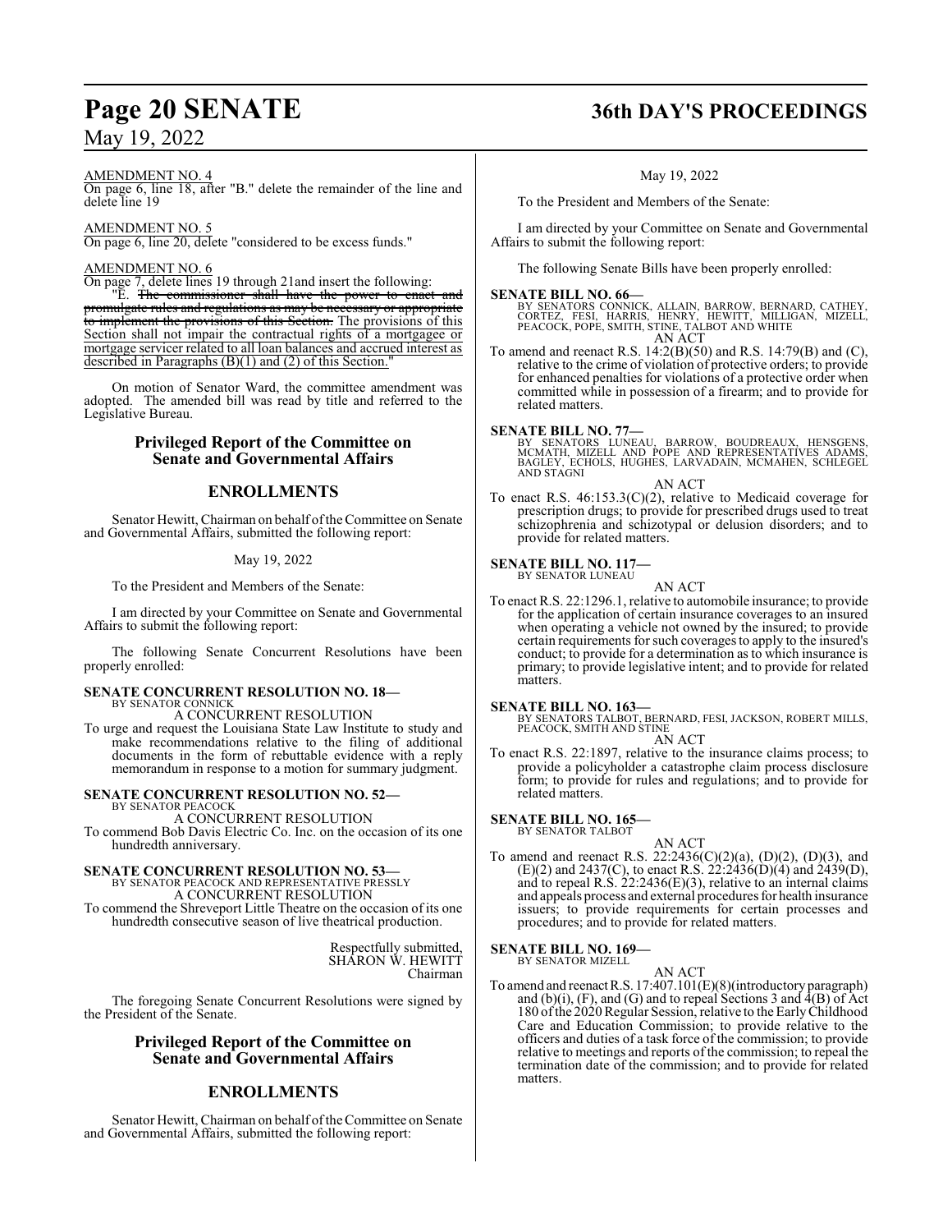AMENDMENT NO. 4
On page 6, line 18, after "B." delete the remainder of the line and delete line 19

AMENDMENT NO. 5
On page 6, line 20, delete "considered to be excess funds."

AMENDMENT NO. 6
On page 7, delete lines 19 through 21and insert the following:

"E. ~~The commissioner shall have the power to enact and promulgate rules and regulations as may be necessary or appropriate to implement the provisions of this Section.~~ The provisions of this Section shall not impair the contractual rights of a mortgagee or mortgage servicer related to all loan balances and accrued interest as described in Paragraphs (B)(1) and (2) of this Section."

On motion of Senator Ward, the committee amendment was adopted. The amended bill was read by title and referred to the Legislative Bureau.

## Privileged Report of the Committee on Senate and Governmental Affairs

## ENROLLMENTS

Senator Hewitt, Chairman on behalf of the Committee on Senate and Governmental Affairs, submitted the following report:

May 19, 2022

To the President and Members of the Senate:

I am directed by your Committee on Senate and Governmental Affairs to submit the following report:

The following Senate Concurrent Resolutions have been properly enrolled:

**SENATE CONCURRENT RESOLUTION NO. 18—**
BY SENATOR CONNICK
A CONCURRENT RESOLUTION
To urge and request the Louisiana State Law Institute to study and make recommendations relative to the filing of additional documents in the form of rebuttable evidence with a reply memorandum in response to a motion for summary judgment.

**SENATE CONCURRENT RESOLUTION NO. 52—**
BY SENATOR PEACOCK
A CONCURRENT RESOLUTION
To commend Bob Davis Electric Co. Inc. on the occasion of its one hundredth anniversary.

**SENATE CONCURRENT RESOLUTION NO. 53—**
BY SENATOR PEACOCK AND REPRESENTATIVE PRESSLY
A CONCURRENT RESOLUTION
To commend the Shreveport Little Theatre on the occasion of its one hundredth consecutive season of live theatrical production.

Respectfully submitted,
SHARON W. HEWITT
Chairman

The foregoing Senate Concurrent Resolutions were signed by the President of the Senate.

## Privileged Report of the Committee on Senate and Governmental Affairs

## ENROLLMENTS

Senator Hewitt, Chairman on behalf of the Committee on Senate and Governmental Affairs, submitted the following report:

May 19, 2022

To the President and Members of the Senate:

I am directed by your Committee on Senate and Governmental Affairs to submit the following report:

The following Senate Bills have been properly enrolled:

**SENATE BILL NO. 66—**
BY SENATORS CONNICK, ALLAIN, BARROW, BERNARD, CATHEY, CORTEZ, FESI, HARRIS, HENRY, HEWITT, MILLIGAN, MIZELL, PEACOCK, POPE, SMITH, STINE, TALBOT AND WHITE
AN ACT
To amend and reenact R.S. 14:2(B)(50) and R.S. 14:79(B) and (C), relative to the crime of violation of protective orders; to provide for enhanced penalties for violations of a protective order when committed while in possession of a firearm; and to provide for related matters.

**SENATE BILL NO. 77—**
BY SENATORS LUNEAU, BARROW, BOUDREAUX, HENSGENS, MCMATH, MIZELL AND POPE AND REPRESENTATIVES ADAMS, BAGLEY, ECHOLS, HUGHES, LARVADAIN, MCMAHEN, SCHLEGEL AND STAGNI
AN ACT
To enact R.S. 46:153.3(C)(2), relative to Medicaid coverage for prescription drugs; to provide for prescribed drugs used to treat schizophrenia and schizotypal or delusion disorders; and to provide for related matters.

**SENATE BILL NO. 117—**
BY SENATOR LUNEAU
AN ACT
To enact R.S. 22:1296.1, relative to automobile insurance; to provide for the application of certain insurance coverages to an insured when operating a vehicle not owned by the insured; to provide certain requirements for such coverages to apply to the insured's conduct; to provide for a determination as to which insurance is primary; to provide legislative intent; and to provide for related matters.

**SENATE BILL NO. 163—**
BY SENATORS TALBOT, BERNARD, FESI, JACKSON, ROBERT MILLS, PEACOCK, SMITH AND STINE
AN ACT
To enact R.S. 22:1897, relative to the insurance claims process; to provide a policyholder a catastrophe claim process disclosure form; to provide for rules and regulations; and to provide for related matters.

**SENATE BILL NO. 165—**
BY SENATOR TALBOT
AN ACT
To amend and reenact R.S. 22:2436(C)(2)(a), (D)(2), (D)(3), and (E)(2) and 2437(C), to enact R.S. 22:2436(D)(4) and 2439(D), and to repeal R.S. 22:2436(E)(3), relative to an internal claims and appeals process and external procedures for health insurance issuers; to provide requirements for certain processes and procedures; and to provide for related matters.

**SENATE BILL NO. 169—**
BY SENATOR MIZELL
AN ACT
To amend and reenact R.S. 17:407.101(E)(8)(introductory paragraph) and (b)(i), (F), and (G) and to repeal Sections 3 and 4(B) of Act 180 of the 2020 Regular Session, relative to the Early Childhood Care and Education Commission; to provide relative to the officers and duties of a task force of the commission; to provide relative to meetings and reports of the commission; to repeal the termination date of the commission; and to provide for related matters.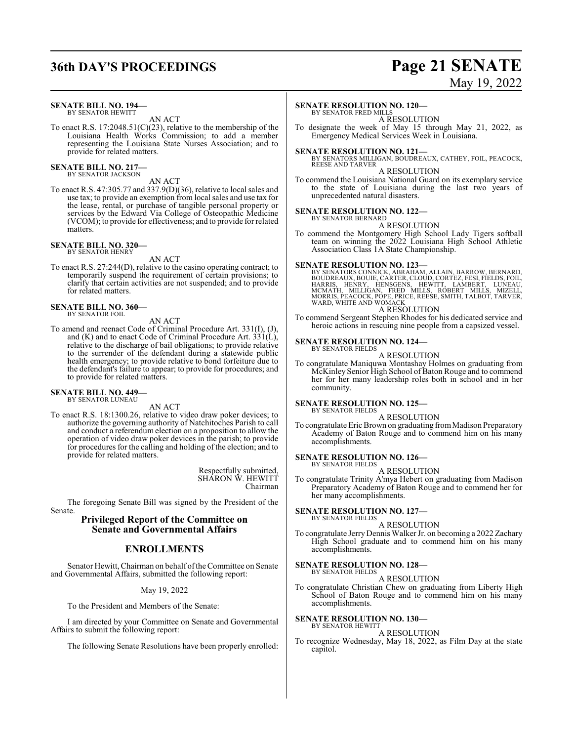**SENATE BILL NO. 194—**
BY SENATOR HEWITT

AN ACT

To enact R.S. 17:2048.51(C)(23), relative to the membership of the Louisiana Health Works Commission; to add a member representing the Louisiana State Nurses Association; and to provide for related matters.

**SENATE BILL NO. 217—**
BY SENATOR JACKSON

AN ACT

To enact R.S. 47:305.77 and 337.9(D)(36), relative to local sales and use tax; to provide an exemption from local sales and use tax for the lease, rental, or purchase of tangible personal property or services by the Edward Via College of Osteopathic Medicine (VCOM); to provide for effectiveness; and to provide for related matters.

**SENATE BILL NO. 320—**
BY SENATOR HENRY

AN ACT

To enact R.S. 27:244(D), relative to the casino operating contract; to temporarily suspend the requirement of certain provisions; to clarify that certain activities are not suspended; and to provide for related matters.

**SENATE BILL NO. 360—**
BY SENATOR FOIL

AN ACT

To amend and reenact Code of Criminal Procedure Art. 331(I), (J), and (K) and to enact Code of Criminal Procedure Art. 331(L), relative to the discharge of bail obligations; to provide relative to the surrender of the defendant during a statewide public health emergency; to provide relative to bond forfeiture due to the defendant's failure to appear; to provide for procedures; and to provide for related matters.

**SENATE BILL NO. 449—**
BY SENATOR LUNEAU

AN ACT

To enact R.S. 18:1300.26, relative to video draw poker devices; to authorize the governing authority of Natchitoches Parish to call and conduct a referendum election on a proposition to allow the operation of video draw poker devices in the parish; to provide for procedures for the calling and holding of the election; and to provide for related matters.

Respectfully submitted,
SHARON W. HEWITT
Chairman

The foregoing Senate Bill was signed by the President of the Senate.

## Privileged Report of the Committee on Senate and Governmental Affairs

## ENROLLMENTS

Senator Hewitt, Chairman on behalf of the Committee on Senate and Governmental Affairs, submitted the following report:

May 19, 2022

To the President and Members of the Senate:

I am directed by your Committee on Senate and Governmental Affairs to submit the following report:

The following Senate Resolutions have been properly enrolled:

**SENATE RESOLUTION NO. 120—**
BY SENATOR FRED MILLS

A RESOLUTION

To designate the week of May 15 through May 21, 2022, as Emergency Medical Services Week in Louisiana.

**SENATE RESOLUTION NO. 121—**
BY SENATORS MILLIGAN, BOUDREAUX, CATHEY, FOIL, PEACOCK, REESE AND TARVER

A RESOLUTION

To commend the Louisiana National Guard on its exemplary service to the state of Louisiana during the last two years of unprecedented natural disasters.

**SENATE RESOLUTION NO. 122—**
BY SENATOR BERNARD

A RESOLUTION

To commend the Montgomery High School Lady Tigers softball team on winning the 2022 Louisiana High School Athletic Association Class 1A State Championship.

**SENATE RESOLUTION NO. 123—**
BY SENATORS CONNICK, ABRAHAM, ALLAIN, BARROW, BERNARD, BOUDREAUX, BOUIE, CARTER, CLOUD, CORTEZ, FESI, FIELDS, FOIL, HARRIS, HENRY, HENSGENS, HEWITT, LAMBERT, LUNEAU, MCMATH, MILLIGAN, FRED MILLS, ROBERT MILLS, MIZELL, MORRIS, PEACOCK, POPE, PRICE, REESE, SMITH, TALBOT, TARVER, WARD, WHITE AND WOMACK

A RESOLUTION

To commend Sergeant Stephen Rhodes for his dedicated service and heroic actions in rescuing nine people from a capsized vessel.

**SENATE RESOLUTION NO. 124—**
BY SENATOR FIELDS

A RESOLUTION

To congratulate Maniquwa Montashay Holmes on graduating from McKinley Senior High School of Baton Rouge and to commend her for her many leadership roles both in school and in her community.

**SENATE RESOLUTION NO. 125—**
BY SENATOR FIELDS

A RESOLUTION

To congratulate Eric Brown on graduating from Madison Preparatory Academy of Baton Rouge and to commend him on his many accomplishments.

**SENATE RESOLUTION NO. 126—**
BY SENATOR FIELDS

A RESOLUTION

To congratulate Trinity A'mya Hebert on graduating from Madison Preparatory Academy of Baton Rouge and to commend her for her many accomplishments.

**SENATE RESOLUTION NO. 127—**
BY SENATOR FIELDS

A RESOLUTION

To congratulate Jerry Dennis Walker Jr. on becoming a 2022 Zachary High School graduate and to commend him on his many accomplishments.

**SENATE RESOLUTION NO. 128—**
BY SENATOR FIELDS

A RESOLUTION

To congratulate Christian Chew on graduating from Liberty High School of Baton Rouge and to commend him on his many accomplishments.

**SENATE RESOLUTION NO. 130—**
BY SENATOR HEWITT

A RESOLUTION

To recognize Wednesday, May 18, 2022, as Film Day at the state capitol.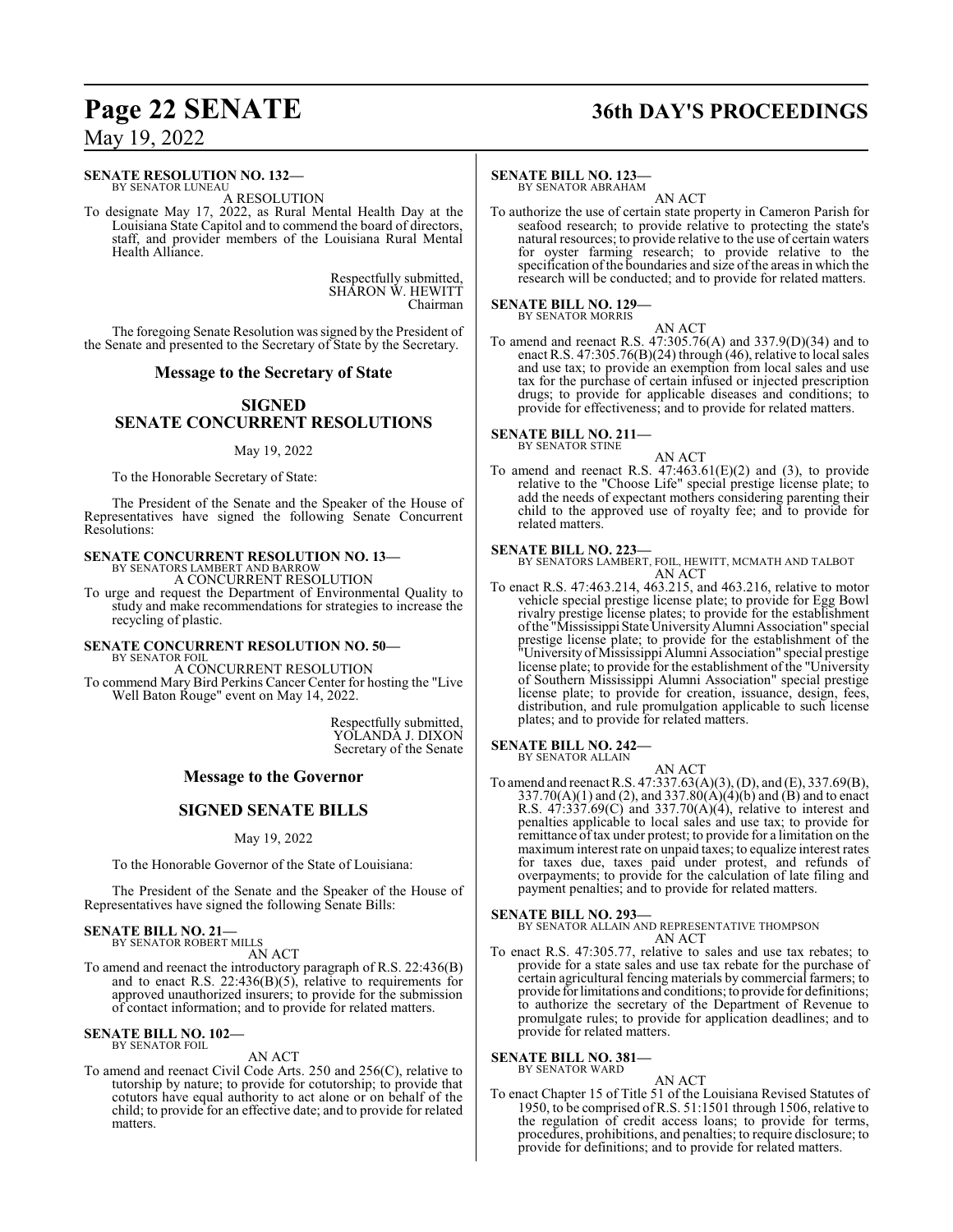**SENATE RESOLUTION NO. 132—**
BY SENATOR LUNEAU

A RESOLUTION

To designate May 17, 2022, as Rural Mental Health Day at the Louisiana State Capitol and to commend the board of directors, staff, and provider members of the Louisiana Rural Mental Health Alliance.

Respectfully submitted,
SHARON W. HEWITT
Chairman

The foregoing Senate Resolution was signed by the President of the Senate and presented to the Secretary of State by the Secretary.

## Message to the Secretary of State

## SIGNED SENATE CONCURRENT RESOLUTIONS

May 19, 2022

To the Honorable Secretary of State:

The President of the Senate and the Speaker of the House of Representatives have signed the following Senate Concurrent Resolutions:

**SENATE CONCURRENT RESOLUTION NO. 13—**
BY SENATORS LAMBERT AND BARROW

A CONCURRENT RESOLUTION

To urge and request the Department of Environmental Quality to study and make recommendations for strategies to increase the recycling of plastic.

**SENATE CONCURRENT RESOLUTION NO. 50—**
BY SENATOR FOIL

A CONCURRENT RESOLUTION

To commend Mary Bird Perkins Cancer Center for hosting the "Live Well Baton Rouge" event on May 14, 2022.

Respectfully submitted,
YOLANDA J. DIXON
Secretary of the Senate

## Message to the Governor

## SIGNED SENATE BILLS

May 19, 2022

To the Honorable Governor of the State of Louisiana:

The President of the Senate and the Speaker of the House of Representatives have signed the following Senate Bills:

**SENATE BILL NO. 21—**
BY SENATOR ROBERT MILLS

AN ACT

To amend and reenact the introductory paragraph of R.S. 22:436(B) and to enact R.S. 22:436(B)(5), relative to requirements for approved unauthorized insurers; to provide for the submission of contact information; and to provide for related matters.

**SENATE BILL NO. 102—**
BY SENATOR FOIL

AN ACT

To amend and reenact Civil Code Arts. 250 and 256(C), relative to tutorship by nature; to provide for cotutorship; to provide that cotutors have equal authority to act alone or on behalf of the child; to provide for an effective date; and to provide for related matters.

**SENATE BILL NO. 123—**
BY SENATOR ABRAHAM

AN ACT

To authorize the use of certain state property in Cameron Parish for seafood research; to provide relative to protecting the state's natural resources; to provide relative to the use of certain waters for oyster farming research; to provide relative to the specification of the boundaries and size of the areas in which the research will be conducted; and to provide for related matters.

**SENATE BILL NO. 129—**
BY SENATOR MORRIS

AN ACT

To amend and reenact R.S. 47:305.76(A) and 337.9(D)(34) and to enact R.S. 47:305.76(B)(24) through (46), relative to local sales and use tax; to provide an exemption from local sales and use tax for the purchase of certain infused or injected prescription drugs; to provide for applicable diseases and conditions; to provide for effectiveness; and to provide for related matters.

**SENATE BILL NO. 211—**
BY SENATOR STINE

AN ACT

To amend and reenact R.S. 47:463.61(E)(2) and (3), to provide relative to the "Choose Life" special prestige license plate; to add the needs of expectant mothers considering parenting their child to the approved use of royalty fee; and to provide for related matters.

**SENATE BILL NO. 223—**
BY SENATORS LAMBERT, FOIL, HEWITT, MCMATH AND TALBOT

AN ACT

To enact R.S. 47:463.214, 463.215, and 463.216, relative to motor vehicle special prestige license plate; to provide for Egg Bowl rivalry prestige license plates; to provide for the establishment of the "Mississippi State University Alumni Association" special prestige license plate; to provide for the establishment of the "University of Mississippi Alumni Association" special prestige license plate; to provide for the establishment of the "University of Southern Mississippi Alumni Association" special prestige license plate; to provide for creation, issuance, design, fees, distribution, and rule promulgation applicable to such license plates; and to provide for related matters.

**SENATE BILL NO. 242—**
BY SENATOR ALLAIN

AN ACT

To amend and reenact R.S. 47:337.63(A)(3), (D), and (E), 337.69(B), 337.70(A)(1) and (2), and 337.80(A)(4)(b) and (B) and to enact R.S. 47:337.69(C) and 337.70(A)(4), relative to interest and penalties applicable to local sales and use tax; to provide for remittance of tax under protest; to provide for a limitation on the maximum interest rate on unpaid taxes; to equalize interest rates for taxes due, taxes paid under protest, and refunds of overpayments; to provide for the calculation of late filing and payment penalties; and to provide for related matters.

**SENATE BILL NO. 293—**
BY SENATOR ALLAIN AND REPRESENTATIVE THOMPSON

AN ACT

To enact R.S. 47:305.77, relative to sales and use tax rebates; to provide for a state sales and use tax rebate for the purchase of certain agricultural fencing materials by commercial farmers; to provide for limitations and conditions; to provide for definitions; to authorize the secretary of the Department of Revenue to promulgate rules; to provide for application deadlines; and to provide for related matters.

**SENATE BILL NO. 381—**
BY SENATOR WARD

AN ACT

To enact Chapter 15 of Title 51 of the Louisiana Revised Statutes of 1950, to be comprised of R.S. 51:1501 through 1506, relative to the regulation of credit access loans; to provide for terms, procedures, prohibitions, and penalties; to require disclosure; to provide for definitions; and to provide for related matters.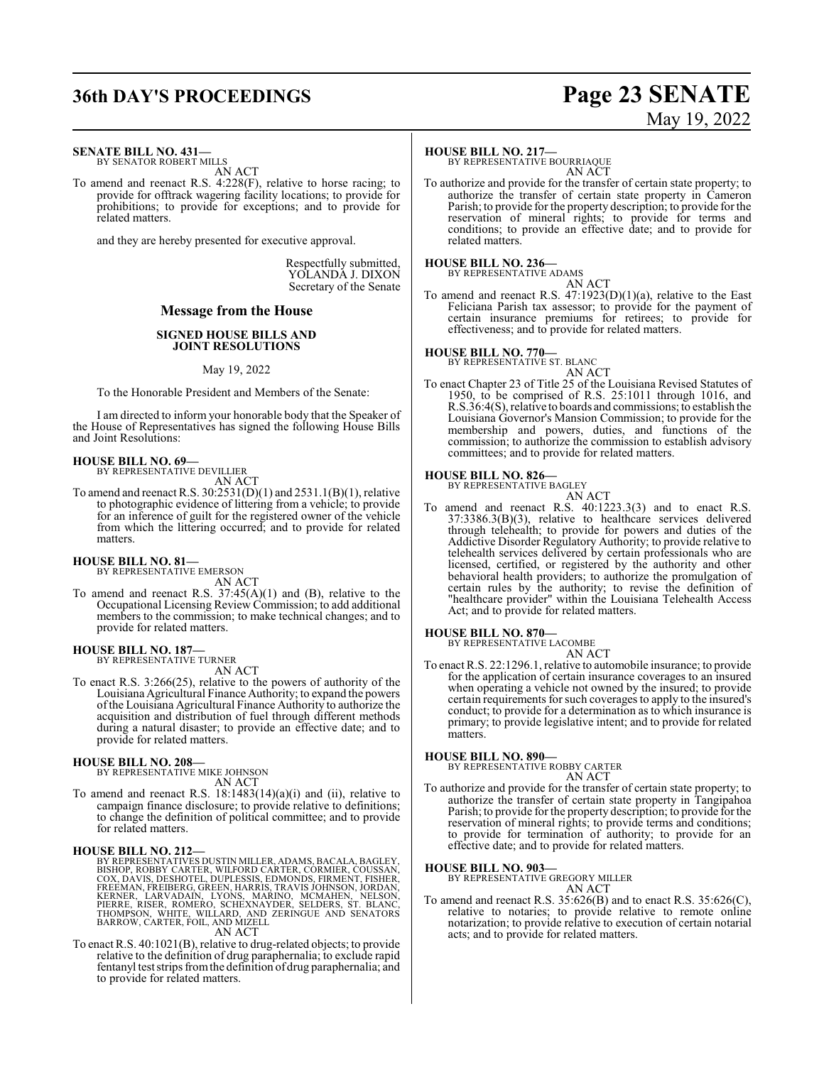**SENATE BILL NO. 431—**
BY SENATOR ROBERT MILLS

AN ACT

To amend and reenact R.S. 4:228(F), relative to horse racing; to provide for offtrack wagering facility locations; to provide for prohibitions; to provide for exceptions; and to provide for related matters.

and they are hereby presented for executive approval.

Respectfully submitted,
YOLANDA J. DIXON
Secretary of the Senate

## Message from the House

### SIGNED HOUSE BILLS AND JOINT RESOLUTIONS

May 19, 2022

To the Honorable President and Members of the Senate:

I am directed to inform your honorable body that the Speaker of the House of Representatives has signed the following House Bills and Joint Resolutions:

**HOUSE BILL NO. 69—**
BY REPRESENTATIVE DEVILLIER

AN ACT

To amend and reenact R.S. 30:2531(D)(1) and 2531.1(B)(1), relative to photographic evidence of littering from a vehicle; to provide for an inference of guilt for the registered owner of the vehicle from which the littering occurred; and to provide for related matters.

**HOUSE BILL NO. 81—**
BY REPRESENTATIVE EMERSON

AN ACT

To amend and reenact R.S. 37:45(A)(1) and (B), relative to the Occupational Licensing Review Commission; to add additional members to the commission; to make technical changes; and to provide for related matters.

**HOUSE BILL NO. 187—**
BY REPRESENTATIVE TURNER

AN ACT

To enact R.S. 3:266(25), relative to the powers of authority of the Louisiana Agricultural Finance Authority; to expand the powers of the Louisiana Agricultural Finance Authority to authorize the acquisition and distribution of fuel through different methods during a natural disaster; to provide an effective date; and to provide for related matters.

**HOUSE BILL NO. 208—**
BY REPRESENTATIVE MIKE JOHNSON

AN ACT

To amend and reenact R.S. 18:1483(14)(a)(i) and (ii), relative to campaign finance disclosure; to provide relative to definitions; to change the definition of political committee; and to provide for related matters.

**HOUSE BILL NO. 212—**
BY REPRESENTATIVES DUSTIN MILLER, ADAMS, BACALA, BAGLEY, BISHOP, ROBBY CARTER, WILFORD CARTER, CORMIER, COUSSAN, COX, DAVIS, DESHOTEL, DUPLESSIS, EDMONDS, FIRMENT, FISHER, FREEMAN, FREIBERG, GREEN, HARRIS, TRAVIS JOHNSON, JORDAN, KERNER, LARVADAIN, LYONS, MARINO, MCMAHEN, NELSON, PIERRE, RISER, ROMERO, SCHEXNAYDER, SELDERS, ST. BLANC, THOMPSON, WHITE, WILLARD, AND ZERINGUE AND SENATORS BARROW, CARTER, FOIL, AND MIZELL

AN ACT

To enact R.S. 40:1021(B), relative to drug-related objects; to provide relative to the definition of drug paraphernalia; to exclude rapid fentanyl test strips from the definition of drug paraphernalia; and to provide for related matters.

**HOUSE BILL NO. 217—**
BY REPRESENTATIVE BOURRIAQUE

AN ACT

To authorize and provide for the transfer of certain state property; to authorize the transfer of certain state property in Cameron Parish; to provide for the property description; to provide for the reservation of mineral rights; to provide for terms and conditions; to provide an effective date; and to provide for related matters.

**HOUSE BILL NO. 236—**
BY REPRESENTATIVE ADAMS

AN ACT

To amend and reenact R.S. 47:1923(D)(1)(a), relative to the East Feliciana Parish tax assessor; to provide for the payment of certain insurance premiums for retirees; to provide for effectiveness; and to provide for related matters.

**HOUSE BILL NO. 770—**
BY REPRESENTATIVE ST. BLANC

AN ACT

To enact Chapter 23 of Title 25 of the Louisiana Revised Statutes of 1950, to be comprised of R.S. 25:1011 through 1016, and R.S.36:4(S), relative to boards and commissions; to establish the Louisiana Governor's Mansion Commission; to provide for the membership and powers, duties, and functions of the commission; to authorize the commission to establish advisory committees; and to provide for related matters.

**HOUSE BILL NO. 826—**
BY REPRESENTATIVE BAGLEY

AN ACT

To amend and reenact R.S. 40:1223.3(3) and to enact R.S. 37:3386.3(B)(3), relative to healthcare services delivered through telehealth; to provide for powers and duties of the Addictive Disorder Regulatory Authority; to provide relative to telehealth services delivered by certain professionals who are licensed, certified, or registered by the authority and other behavioral health providers; to authorize the promulgation of certain rules by the authority; to revise the definition of "healthcare provider" within the Louisiana Telehealth Access Act; and to provide for related matters.

**HOUSE BILL NO. 870—**
BY REPRESENTATIVE LACOMBE

AN ACT

To enact R.S. 22:1296.1, relative to automobile insurance; to provide for the application of certain insurance coverages to an insured when operating a vehicle not owned by the insured; to provide certain requirements for such coverages to apply to the insured's conduct; to provide for a determination as to which insurance is primary; to provide legislative intent; and to provide for related matters.

**HOUSE BILL NO. 890—**
BY REPRESENTATIVE ROBBY CARTER

AN ACT

To authorize and provide for the transfer of certain state property; to authorize the transfer of certain state property in Tangipahoa Parish; to provide for the property description; to provide for the reservation of mineral rights; to provide terms and conditions; to provide for termination of authority; to provide for an effective date; and to provide for related matters.

**HOUSE BILL NO. 903—**
BY REPRESENTATIVE GREGORY MILLER

AN ACT

To amend and reenact R.S. 35:626(B) and to enact R.S. 35:626(C), relative to notaries; to provide relative to remote online notarization; to provide relative to execution of certain notarial acts; and to provide for related matters.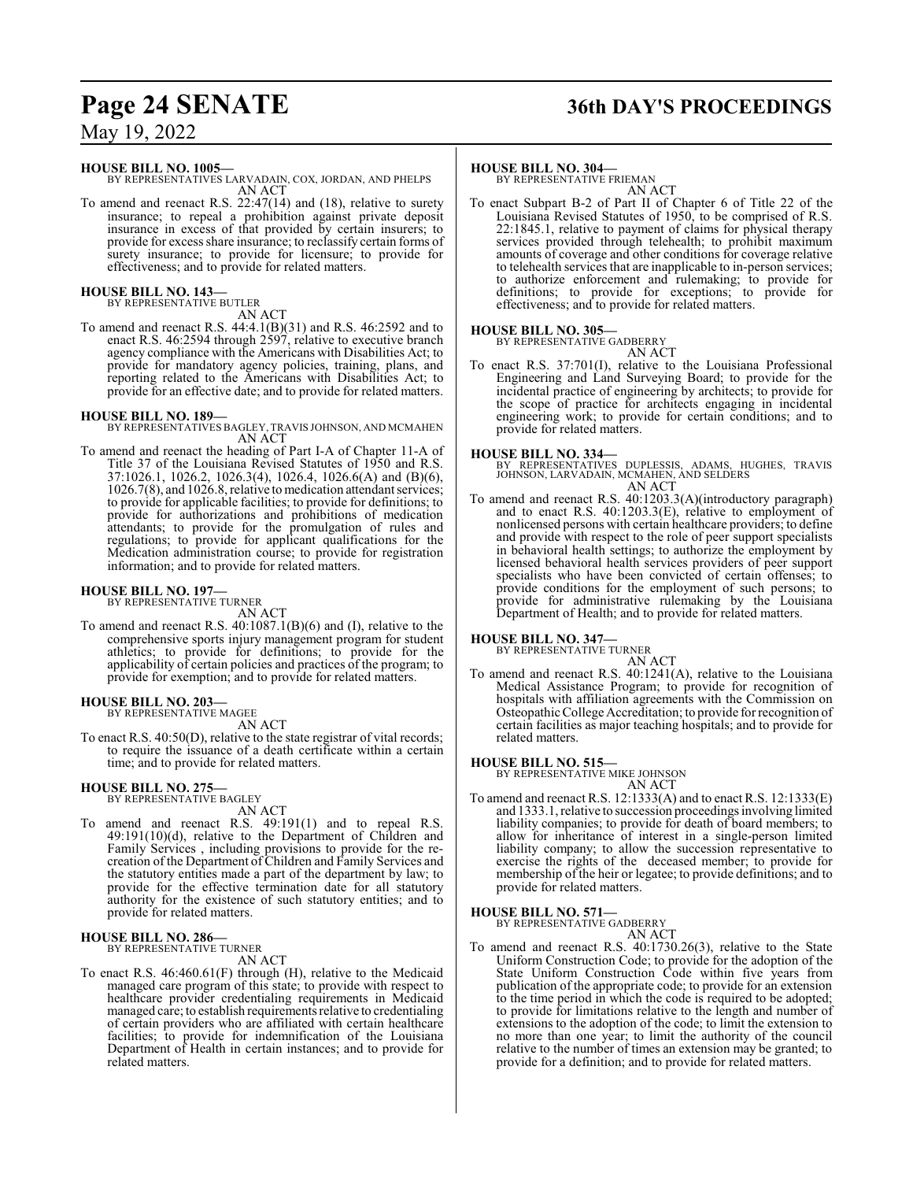**HOUSE BILL NO. 1005—**
BY REPRESENTATIVES LARVADAIN, COX, JORDAN, AND PHELPS
AN ACT

To amend and reenact R.S. 22:47(14) and (18), relative to surety insurance; to repeal a prohibition against private deposit insurance in excess of that provided by certain insurers; to provide for excess share insurance; to reclassify certain forms of surety insurance; to provide for licensure; to provide for effectiveness; and to provide for related matters.

**HOUSE BILL NO. 143—**
BY REPRESENTATIVE BUTLER
AN ACT

To amend and reenact R.S. 44:4.1(B)(31) and R.S. 46:2592 and to enact R.S. 46:2594 through 2597, relative to executive branch agency compliance with the Americans with Disabilities Act; to provide for mandatory agency policies, training, plans, and reporting related to the Americans with Disabilities Act; to provide for an effective date; and to provide for related matters.

**HOUSE BILL NO. 189—**
BY REPRESENTATIVES BAGLEY, TRAVIS JOHNSON, AND MCMAHEN
AN ACT

To amend and reenact the heading of Part I-A of Chapter 11-A of Title 37 of the Louisiana Revised Statutes of 1950 and R.S. 37:1026.1, 1026.2, 1026.3(4), 1026.4, 1026.6(A) and (B)(6), 1026.7(8), and 1026.8, relative to medication attendant services; to provide for applicable facilities; to provide for definitions; to provide for authorizations and prohibitions of medication attendants; to provide for the promulgation of rules and regulations; to provide for applicant qualifications for the Medication administration course; to provide for registration information; and to provide for related matters.

**HOUSE BILL NO. 197—**
BY REPRESENTATIVE TURNER
AN ACT

To amend and reenact R.S. 40:1087.1(B)(6) and (I), relative to the comprehensive sports injury management program for student athletics; to provide for definitions; to provide for the applicability of certain policies and practices of the program; to provide for exemption; and to provide for related matters.

**HOUSE BILL NO. 203—**
BY REPRESENTATIVE MAGEE
AN ACT

To enact R.S. 40:50(D), relative to the state registrar of vital records; to require the issuance of a death certificate within a certain time; and to provide for related matters.

**HOUSE BILL NO. 275—**
BY REPRESENTATIVE BAGLEY
AN ACT

To amend and reenact R.S. 49:191(1) and to repeal R.S. 49:191(10)(d), relative to the Department of Children and Family Services , including provisions to provide for the re-creation of the Department of Children and Family Services and the statutory entities made a part of the department by law; to provide for the effective termination date for all statutory authority for the existence of such statutory entities; and to provide for related matters.

**HOUSE BILL NO. 286—**
BY REPRESENTATIVE TURNER
AN ACT

To enact R.S. 46:460.61(F) through (H), relative to the Medicaid managed care program of this state; to provide with respect to healthcare provider credentialing requirements in Medicaid managed care; to establish requirements relative to credentialing of certain providers who are affiliated with certain healthcare facilities; to provide for indemnification of the Louisiana Department of Health in certain instances; and to provide for related matters.

**HOUSE BILL NO. 304—**
BY REPRESENTATIVE FRIEMAN
AN ACT

To enact Subpart B-2 of Part II of Chapter 6 of Title 22 of the Louisiana Revised Statutes of 1950, to be comprised of R.S. 22:1845.1, relative to payment of claims for physical therapy services provided through telehealth; to prohibit maximum amounts of coverage and other conditions for coverage relative to telehealth services that are inapplicable to in-person services; to authorize enforcement and rulemaking; to provide for definitions; to provide for exceptions; to provide for effectiveness; and to provide for related matters.

**HOUSE BILL NO. 305—**
BY REPRESENTATIVE GADBERRY
AN ACT

To enact R.S. 37:701(I), relative to the Louisiana Professional Engineering and Land Surveying Board; to provide for the incidental practice of engineering by architects; to provide for the scope of practice for architects engaging in incidental engineering work; to provide for certain conditions; and to provide for related matters.

**HOUSE BILL NO. 334—**
BY REPRESENTATIVES DUPLESSIS, ADAMS, HUGHES, TRAVIS JOHNSON, LARVADAIN, MCMAHEN, AND SELDERS
AN ACT

To amend and reenact R.S. 40:1203.3(A)(introductory paragraph) and to enact R.S. 40:1203.3(E), relative to employment of nonlicensed persons with certain healthcare providers; to define and provide with respect to the role of peer support specialists in behavioral health settings; to authorize the employment by licensed behavioral health services providers of peer support specialists who have been convicted of certain offenses; to provide conditions for the employment of such persons; to provide for administrative rulemaking by the Louisiana Department of Health; and to provide for related matters.

**HOUSE BILL NO. 347—**
BY REPRESENTATIVE TURNER
AN ACT

To amend and reenact R.S. 40:1241(A), relative to the Louisiana Medical Assistance Program; to provide for recognition of hospitals with affiliation agreements with the Commission on Osteopathic College Accreditation; to provide for recognition of certain facilities as major teaching hospitals; and to provide for related matters.

**HOUSE BILL NO. 515—**
BY REPRESENTATIVE MIKE JOHNSON
AN ACT

To amend and reenact R.S. 12:1333(A) and to enact R.S. 12:1333(E) and 1333.1, relative to succession proceedings involving limited liability companies; to provide for death of board members; to allow for inheritance of interest in a single-person limited liability company; to allow the succession representative to exercise the rights of the deceased member; to provide for membership of the heir or legatee; to provide definitions; and to provide for related matters.

**HOUSE BILL NO. 571—**
BY REPRESENTATIVE GADBERRY
AN ACT

To amend and reenact R.S. 40:1730.26(3), relative to the State Uniform Construction Code; to provide for the adoption of the State Uniform Construction Code within five years from publication of the appropriate code; to provide for an extension to the time period in which the code is required to be adopted; to provide for limitations relative to the length and number of extensions to the adoption of the code; to limit the extension to no more than one year; to limit the authority of the council relative to the number of times an extension may be granted; to provide for a definition; and to provide for related matters.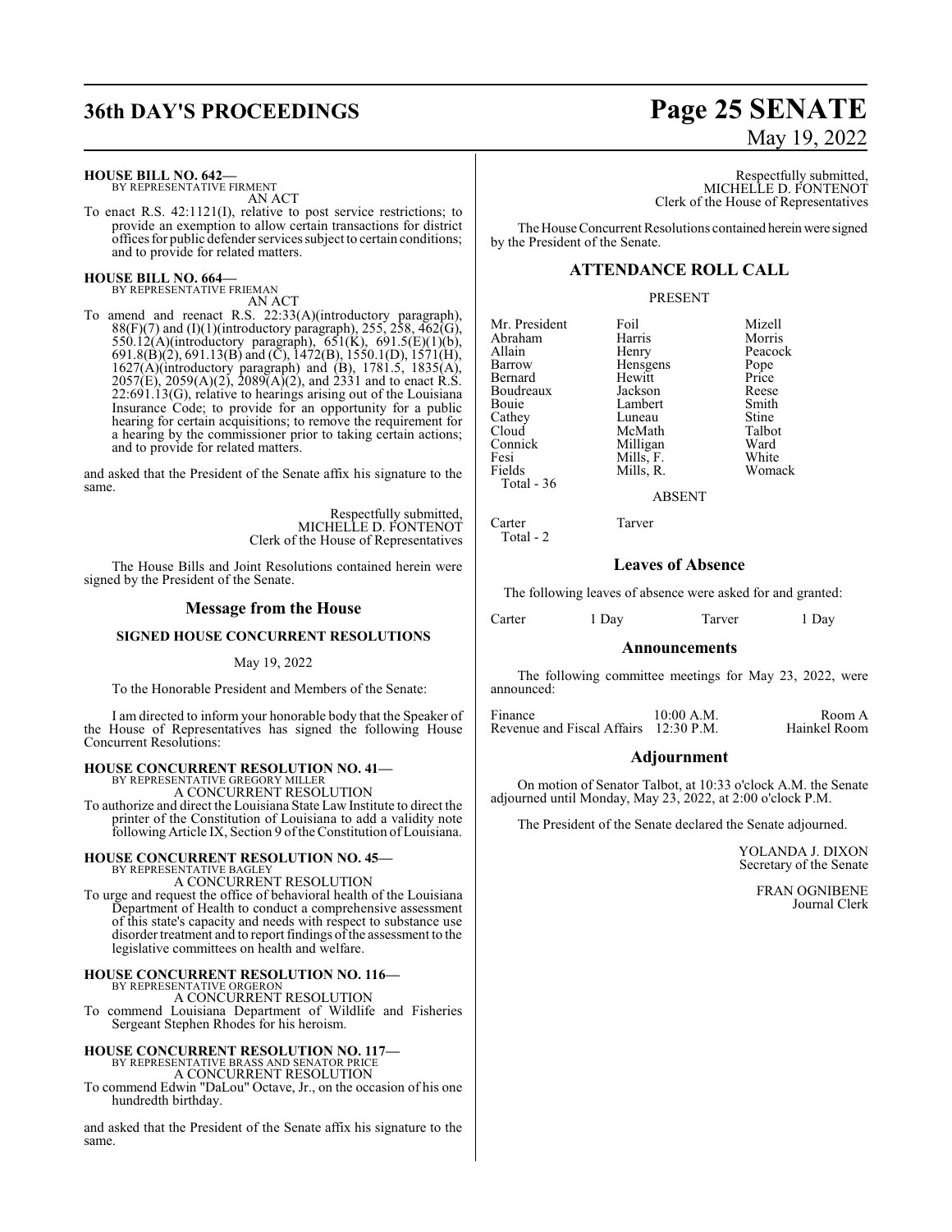**HOUSE BILL NO. 642—**
BY REPRESENTATIVE FIRMENT
AN ACT

To enact R.S. 42:1121(I), relative to post service restrictions; to provide an exemption to allow certain transactions for district offices for public defender services subject to certain conditions; and to provide for related matters.

**HOUSE BILL NO. 664—**
BY REPRESENTATIVE FRIEMAN
AN ACT

To amend and reenact R.S. 22:33(A)(introductory paragraph), 88(F)(7) and (I)(1)(introductory paragraph), 255, 258, 462(G), 550.12(A)(introductory paragraph), 651(K), 691.5(E)(1)(b), 691.8(B)(2), 691.13(B) and (C), 1472(B), 1550.1(D), 1571(H), 1627(A)(introductory paragraph) and (B), 1781.5, 1835(A), 2057(E), 2059(A)(2), 2089(A)(2), and 2331 and to enact R.S. 22:691.13(G), relative to hearings arising out of the Louisiana Insurance Code; to provide for an opportunity for a public hearing for certain acquisitions; to remove the requirement for a hearing by the commissioner prior to taking certain actions; and to provide for related matters.

and asked that the President of the Senate affix his signature to the same.

Respectfully submitted,
MICHELLE D. FONTENOT
Clerk of the House of Representatives

The House Bills and Joint Resolutions contained herein were signed by the President of the Senate.

## Message from the House

### SIGNED HOUSE CONCURRENT RESOLUTIONS

May 19, 2022

To the Honorable President and Members of the Senate:

I am directed to inform your honorable body that the Speaker of the House of Representatives has signed the following House Concurrent Resolutions:

**HOUSE CONCURRENT RESOLUTION NO. 41—**
BY REPRESENTATIVE GREGORY MILLER
A CONCURRENT RESOLUTION

To authorize and direct the Louisiana State Law Institute to direct the printer of the Constitution of Louisiana to add a validity note following Article IX, Section 9 of the Constitution of Louisiana.

**HOUSE CONCURRENT RESOLUTION NO. 45—**
BY REPRESENTATIVE BAGLEY
A CONCURRENT RESOLUTION

To urge and request the office of behavioral health of the Louisiana Department of Health to conduct a comprehensive assessment of this state's capacity and needs with respect to substance use disorder treatment and to report findings of the assessment to the legislative committees on health and welfare.

**HOUSE CONCURRENT RESOLUTION NO. 116—**
BY REPRESENTATIVE ORGERON
A CONCURRENT RESOLUTION

To commend Louisiana Department of Wildlife and Fisheries Sergeant Stephen Rhodes for his heroism.

**HOUSE CONCURRENT RESOLUTION NO. 117—**
BY REPRESENTATIVE BRASS AND SENATOR PRICE
A CONCURRENT RESOLUTION

To commend Edwin "DaLou" Octave, Jr., on the occasion of his one hundredth birthday.

and asked that the President of the Senate affix his signature to the same.

Respectfully submitted,
MICHELLE D. FONTENOT
Clerk of the House of Representatives

The House Concurrent Resolutions contained herein were signed by the President of the Senate.

## ATTENDANCE ROLL CALL

PRESENT

| | | |
|---|---|---|
| Mr. President | Foil | Mizell |
| Abraham | Harris | Morris |
| Allain | Henry | Peacock |
| Barrow | Hensgens | Pope |
| Bernard | Hewitt | Price |
| Boudreaux | Jackson | Reese |
| Bouie | Lambert | Smith |
| Cathey | Luneau | Stine |
| Cloud | McMath | Talbot |
| Connick | Milligan | Ward |
| Fesi | Mills, F. | White |
| Fields | Mills, R. | Womack |

Total - 36

ABSENT

| | |
|---|---|
| Carter | Tarver |

Total - 2

## Leaves of Absence

The following leaves of absence were asked for and granted:

| | | | |
|---|---|---|---|
| Carter | 1 Day | Tarver | 1 Day |

## Announcements

The following committee meetings for May 23, 2022, were announced:

| | | |
|---|---|---|
| Finance | 10:00 A.M. | Room A |
| Revenue and Fiscal Affairs | 12:30 P.M. | Hainkel Room |

## Adjournment

On motion of Senator Talbot, at 10:33 o'clock A.M. the Senate adjourned until Monday, May 23, 2022, at 2:00 o'clock P.M.

The President of the Senate declared the Senate adjourned.

YOLANDA J. DIXON
Secretary of the Senate

FRAN OGNIBENE
Journal Clerk